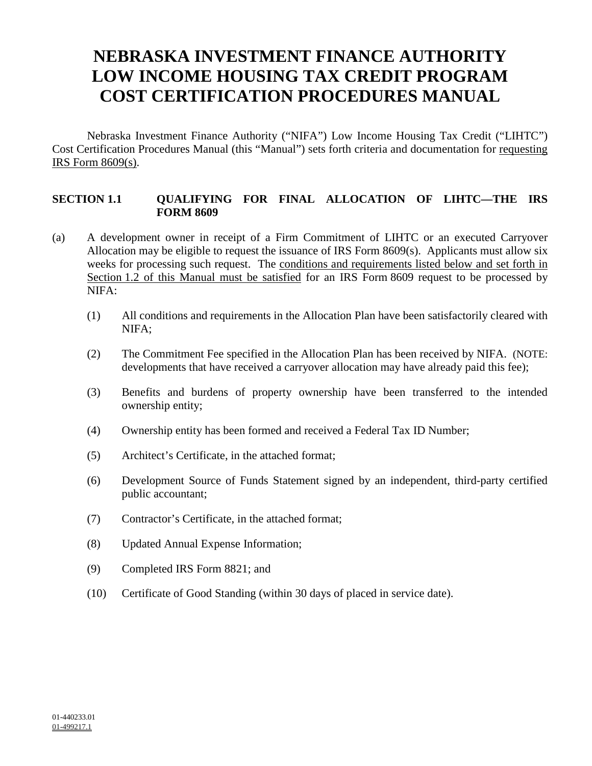# NEBRASKA INVESTMENT FINANCE AUTHORITY LOW INCOME HOUSING TAX CREDIT PROGRAM COST CERTIFICATION PROCEDURES MANUAL

Nebraska Investment Finance Authority ("NIFA") Low Income Housing Tax Credit ("LIHTC") Cost Certification Procedures Manual (this "Manual") sets forth criteria and documentation for requesting IRS Form 8609(s).

## SECTION 1.1 QUALIFYING FOR FINAL ALLOCATION OF LIHTC—THE IRS FORM 8609

(a) A development owner in receipt of a Firm Commitment of LIHTC or an executed Carryover Allocation may be eligible to request the issuance of IRS Form 8609(s). Applicants must allow six weeks for processing such request. The conditions and requirements listed below and set forth in Section 1.2 of this Manual must be satisfied for an IRS Form 8609 request to be processed by NIFA:

(1) All conditions and requirements in the Allocation Plan have been satisfactorily cleared with NIFA;

(2) The Commitment Fee specified in the Allocation Plan has been received by NIFA. (NOTE: developments that have received a carryover allocation may have already paid this fee);

(3) Benefits and burdens of property ownership have been transferred to the intended ownership entity;

(4) Ownership entity has been formed and received a Federal Tax ID Number;

(5) Architect's Certificate, in the attached format;

(6) Development Source of Funds Statement signed by an independent, third-party certified public accountant;

(7) Contractor's Certificate, in the attached format;

(8) Updated Annual Expense Information;

(9) Completed IRS Form 8821; and

(10) Certificate of Good Standing (within 30 days of placed in service date).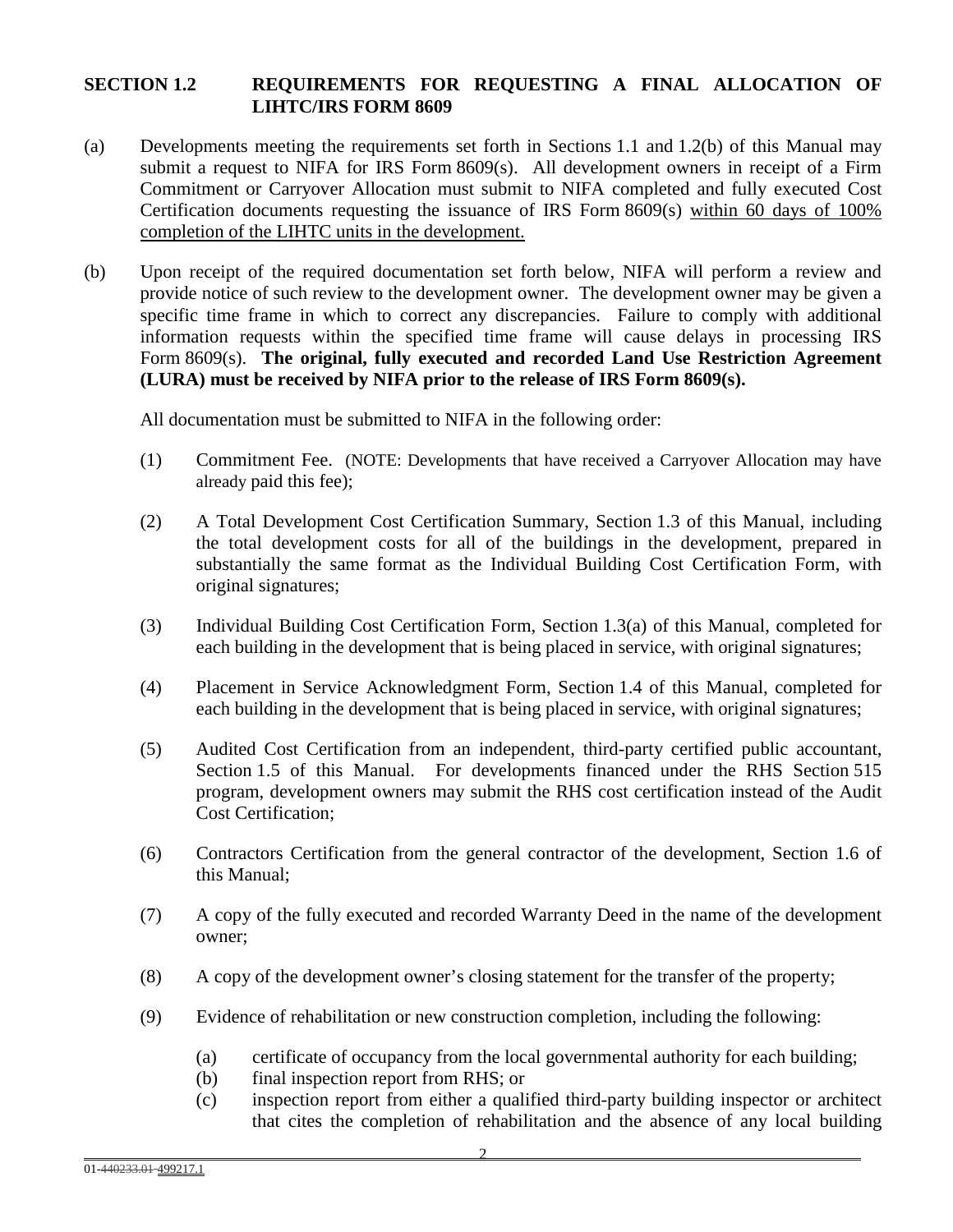## SECTION 1.2 REQUIREMENTS FOR REQUESTING A FINAL ALLOCATION OF LIHTC/IRS FORM 8609

(a) Developments meeting the requirements set forth in Sections 1.1 and 1.2(b) of this Manual may submit a request to NIFA for IRS Form 8609(s). All development owners in receipt of a Firm Commitment or Carryover Allocation must submit to NIFA completed and fully executed Cost Certification documents requesting the issuance of IRS Form 8609(s) within 60 days of 100% completion of the LIHTC units in the development.

(b) Upon receipt of the required documentation set forth below, NIFA will perform a review and provide notice of such review to the development owner. The development owner may be given a specific time frame in which to correct any discrepancies. Failure to comply with additional information requests within the specified time frame will cause delays in processing IRS Form 8609(s). **The original, fully executed and recorded Land Use Restriction Agreement (LURA) must be received by NIFA prior to the release of IRS Form 8609(s).**

All documentation must be submitted to NIFA in the following order:

(1) Commitment Fee. (NOTE: Developments that have received a Carryover Allocation may have already paid this fee);

(2) A Total Development Cost Certification Summary, Section 1.3 of this Manual, including the total development costs for all of the buildings in the development, prepared in substantially the same format as the Individual Building Cost Certification Form, with original signatures;

(3) Individual Building Cost Certification Form, Section 1.3(a) of this Manual, completed for each building in the development that is being placed in service, with original signatures;

(4) Placement in Service Acknowledgment Form, Section 1.4 of this Manual, completed for each building in the development that is being placed in service, with original signatures;

(5) Audited Cost Certification from an independent, third-party certified public accountant, Section 1.5 of this Manual. For developments financed under the RHS Section 515 program, development owners may submit the RHS cost certification instead of the Audit Cost Certification;

(6) Contractors Certification from the general contractor of the development, Section 1.6 of this Manual;

(7) A copy of the fully executed and recorded Warranty Deed in the name of the development owner;

(8) A copy of the development owner's closing statement for the transfer of the property;

(9) Evidence of rehabilitation or new construction completion, including the following:

(a) certificate of occupancy from the local governmental authority for each building;
(b) final inspection report from RHS; or
(c) inspection report from either a qualified third-party building inspector or architect that cites the completion of rehabilitation and the absence of any local building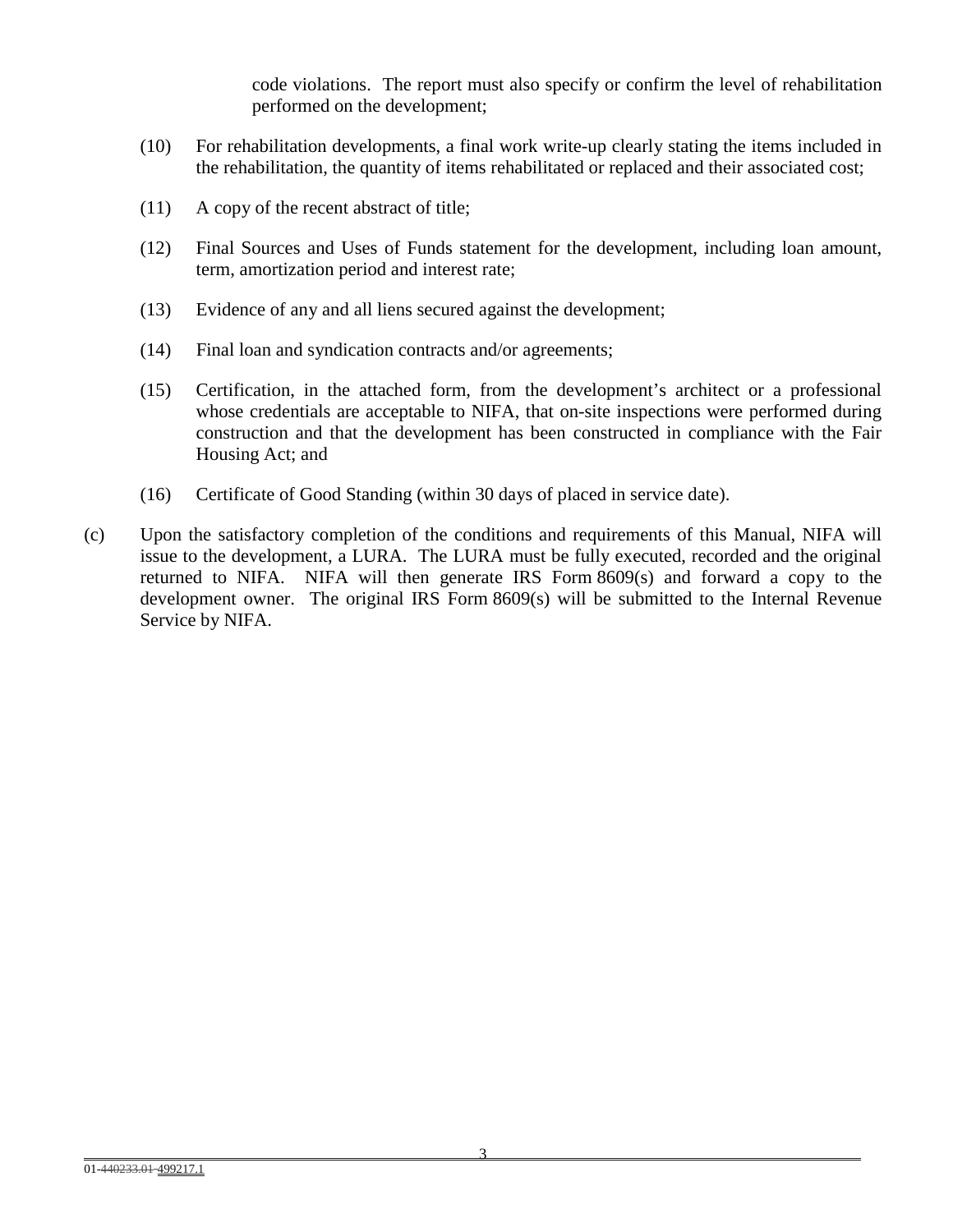code violations. The report must also specify or confirm the level of rehabilitation performed on the development;

(10) For rehabilitation developments, a final work write-up clearly stating the items included in the rehabilitation, the quantity of items rehabilitated or replaced and their associated cost;

(11) A copy of the recent abstract of title;

(12) Final Sources and Uses of Funds statement for the development, including loan amount, term, amortization period and interest rate;

(13) Evidence of any and all liens secured against the development;

(14) Final loan and syndication contracts and/or agreements;

(15) Certification, in the attached form, from the development's architect or a professional whose credentials are acceptable to NIFA, that on-site inspections were performed during construction and that the development has been constructed in compliance with the Fair Housing Act; and

(16) Certificate of Good Standing (within 30 days of placed in service date).

(c) Upon the satisfactory completion of the conditions and requirements of this Manual, NIFA will issue to the development, a LURA. The LURA must be fully executed, recorded and the original returned to NIFA. NIFA will then generate IRS Form 8609(s) and forward a copy to the development owner. The original IRS Form 8609(s) will be submitted to the Internal Revenue Service by NIFA.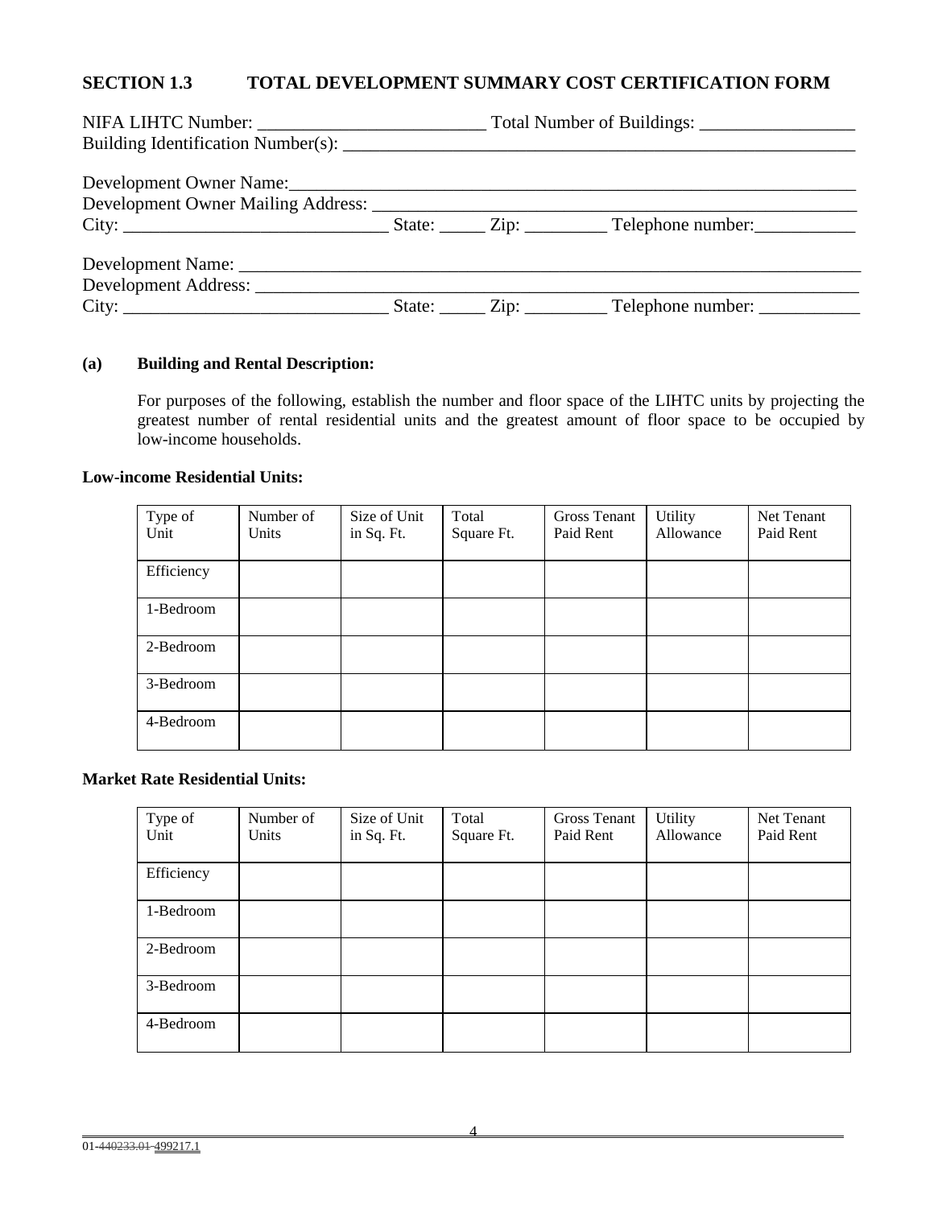## SECTION 1.3 TOTAL DEVELOPMENT SUMMARY COST CERTIFICATION FORM

NIFA LIHTC Number: ________________________ Total Number of Buildings: ________________

Building Identification Number(s): ________________________________________________________

Development Owner Name:______________________________________________________________

Development Owner Mailing Address: _____________________________________________________

City: ____________________________ State: _____ Zip: _________ Telephone number:___________

Development Name: ___________________________________________________________________

Development Address: ________________________________________________________________

City: ____________________________ State: _____ Zip: _________ Telephone number: ___________

**(a) Building and Rental Description:**

For purposes of the following, establish the number and floor space of the LIHTC units by projecting the greatest number of rental residential units and the greatest amount of floor space to be occupied by low-income households.

**Low-income Residential Units:**

| Type of Unit | Number of Units | Size of Unit in Sq. Ft. | Total Square Ft. | Gross Tenant Paid Rent | Utility Allowance | Net Tenant Paid Rent |
|---|---|---|---|---|---|---|
| Efficiency | | | | | | |
| 1-Bedroom | | | | | | |
| 2-Bedroom | | | | | | |
| 3-Bedroom | | | | | | |
| 4-Bedroom | | | | | | |

**Market Rate Residential Units:**

| Type of Unit | Number of Units | Size of Unit in Sq. Ft. | Total Square Ft. | Gross Tenant Paid Rent | Utility Allowance | Net Tenant Paid Rent |
|---|---|---|---|---|---|---|
| Efficiency | | | | | | |
| 1-Bedroom | | | | | | |
| 2-Bedroom | | | | | | |
| 3-Bedroom | | | | | | |
| 4-Bedroom | | | | | | |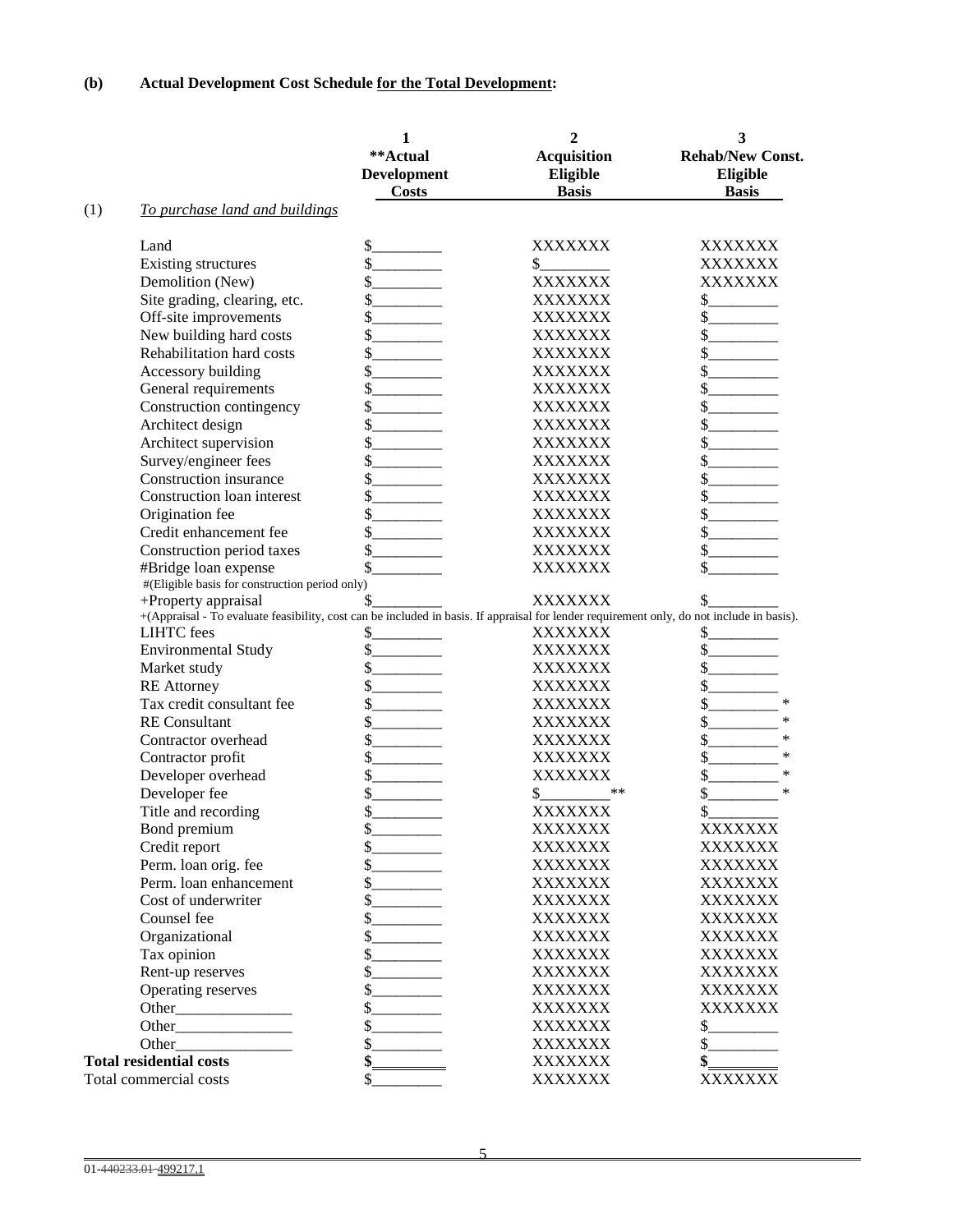**(b) Actual Development Cost Schedule for the Total Development:**

| | 1<br>**Actual Development Costs | 2<br>Acquisition Eligible Basis | 3<br>Rehab/New Const. Eligible Basis |
|---|---|---|---|
| (1) *To purchase land and buildings* | | | |
| Land | $________ | XXXXXXX | XXXXXXX |
| Existing structures | $________ | $________ | XXXXXXX |
| Demolition (New) | $________ | XXXXXXX | XXXXXXX |
| Site grading, clearing, etc. | $________ | XXXXXXX | $________ |
| Off-site improvements | $________ | XXXXXXX | $________ |
| New building hard costs | $________ | XXXXXXX | $________ |
| Rehabilitation hard costs | $________ | XXXXXXX | $________ |
| Accessory building | $________ | XXXXXXX | $________ |
| General requirements | $________ | XXXXXXX | $________ |
| Construction contingency | $________ | XXXXXXX | $________ |
| Architect design | $________ | XXXXXXX | $________ |
| Architect supervision | $________ | XXXXXXX | $________ |
| Survey/engineer fees | $________ | XXXXXXX | $________ |
| Construction insurance | $________ | XXXXXXX | $________ |
| Construction loan interest | $________ | XXXXXXX | $________ |
| Origination fee | $________ | XXXXXXX | $________ |
| Credit enhancement fee | $________ | XXXXXXX | $________ |
| Construction period taxes | $________ | XXXXXXX | $________ |
| #Bridge loan expense<br>#(Eligible basis for construction period only) | $________ | XXXXXXX | $________ |
| +Property appraisal<br>+(Appraisal - To evaluate feasibility, cost can be included in basis. If appraisal for lender requirement only, do not include in basis). | $________ | XXXXXXX | $________ |
| LIHTC fees | $________ | XXXXXXX | $________ |
| Environmental Study | $________ | XXXXXXX | $________ |
| Market study | $________ | XXXXXXX | $________ |
| RE Attorney | $________ | XXXXXXX | $________ |
| Tax credit consultant fee | $________ | XXXXXXX | $________ * |
| RE Consultant | $________ | XXXXXXX | $________ * |
| Contractor overhead | $________ | XXXXXXX | $________ * |
| Contractor profit | $________ | XXXXXXX | $________ * |
| Developer overhead | $________ | XXXXXXX | $________ * |
| Developer fee | $________ | $________** | $________ * |
| Title and recording | $________ | XXXXXXX | $________ |
| Bond premium | $________ | XXXXXXX | XXXXXXX |
| Credit report | $________ | XXXXXXX | XXXXXXX |
| Perm. loan orig. fee | $________ | XXXXXXX | XXXXXXX |
| Perm. loan enhancement | $________ | XXXXXXX | XXXXXXX |
| Cost of underwriter | $________ | XXXXXXX | XXXXXXX |
| Counsel fee | $________ | XXXXXXX | XXXXXXX |
| Organizational | $________ | XXXXXXX | XXXXXXX |
| Tax opinion | $________ | XXXXXXX | XXXXXXX |
| Rent-up reserves | $________ | XXXXXXX | XXXXXXX |
| Operating reserves | $________ | XXXXXXX | XXXXXXX |
| Other_______________ | $________ | XXXXXXX | XXXXXXX |
| Other_______________ | $________ | XXXXXXX | $________ |
| Other_______________ | $________ | XXXXXXX | $________ |
| **Total residential costs** | **$________** | XXXXXXX | **$________** |
| Total commercial costs | $________ | XXXXXXX | XXXXXXX |

01-~~440233.01~~-499217.1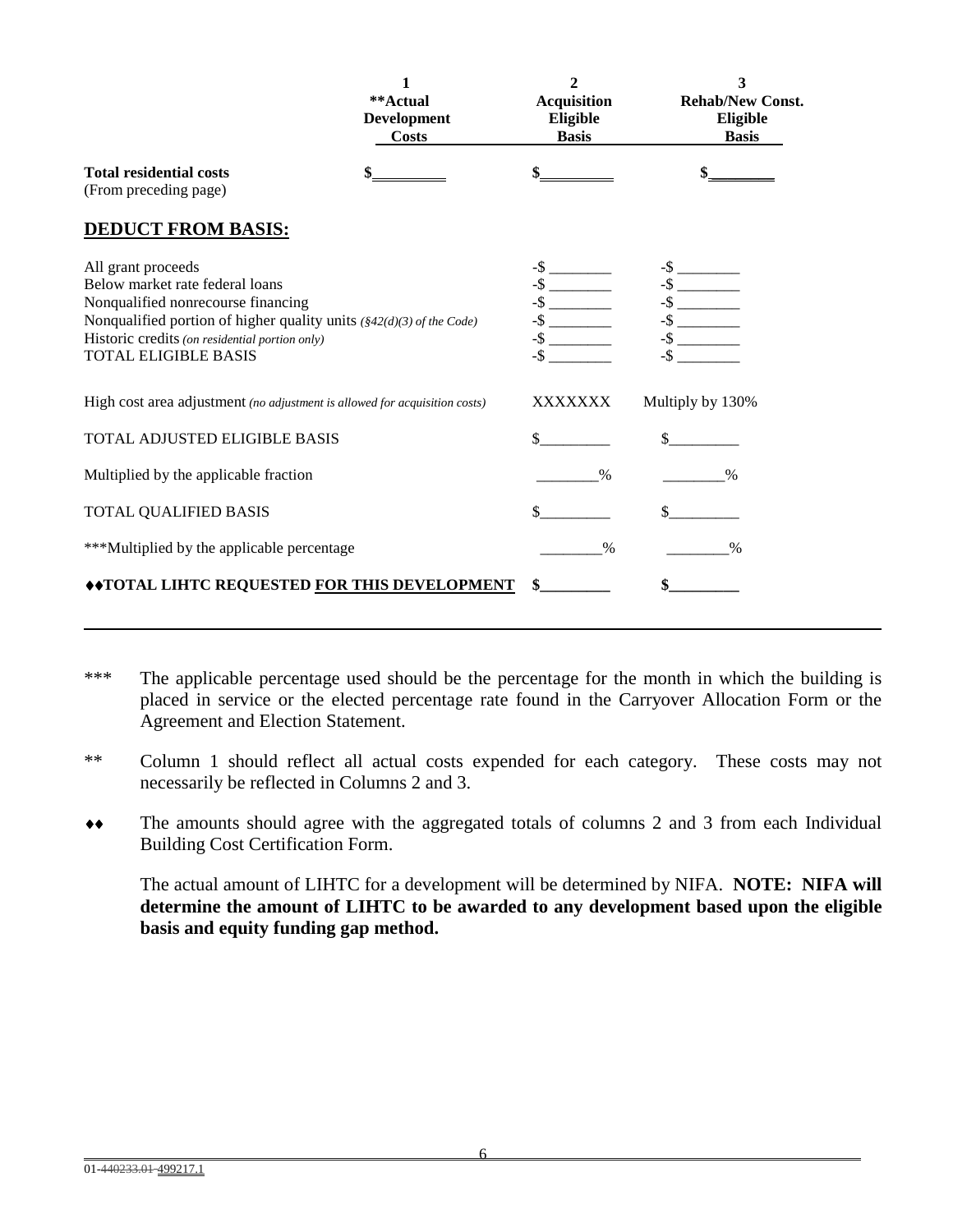| | 1<br>**Actual Development Costs | 2<br>Acquisition Eligible Basis | 3<br>Rehab/New Const. Eligible Basis |
|---|---|---|---|
| **Total residential costs**<br>(From preceding page) | **$________** | **$________** | **$________** |
| **DEDUCT FROM BASIS:** | | | |
| All grant proceeds | | -$ ________ | -$ ________ |
| Below market rate federal loans | | -$ ________ | -$ ________ |
| Nonqualified nonrecourse financing | | -$ ________ | -$ ________ |
| Nonqualified portion of higher quality units *(§42(d)(3) of the Code)* | | -$ ________ | -$ ________ |
| Historic credits *(on residential portion only)* | | -$ ________ | -$ ________ |
| TOTAL ELIGIBLE BASIS | | -$ ________ | -$ ________ |
| High cost area adjustment *(no adjustment is allowed for acquisition costs)* | | XXXXXXX | Multiply by 130% |
| TOTAL ADJUSTED ELIGIBLE BASIS | | $________ | $________ |
| Multiplied by the applicable fraction | | ________% | ________% |
| TOTAL QUALIFIED BASIS | | $________ | $________ |
| ***Multiplied by the applicable percentage | | ________% | ________% |
| **♦♦TOTAL LIHTC REQUESTED FOR THIS DEVELOPMENT** | | **$________** | **$________** |

\*\*\* The applicable percentage used should be the percentage for the month in which the building is placed in service or the elected percentage rate found in the Carryover Allocation Form or the Agreement and Election Statement.

\*\* Column 1 should reflect all actual costs expended for each category. These costs may not necessarily be reflected in Columns 2 and 3.

♦♦ The amounts should agree with the aggregated totals of columns 2 and 3 from each Individual Building Cost Certification Form.

The actual amount of LIHTC for a development will be determined by NIFA. **NOTE: NIFA will determine the amount of LIHTC to be awarded to any development based upon the eligible basis and equity funding gap method.**

01-~~440233.01~~-499217.1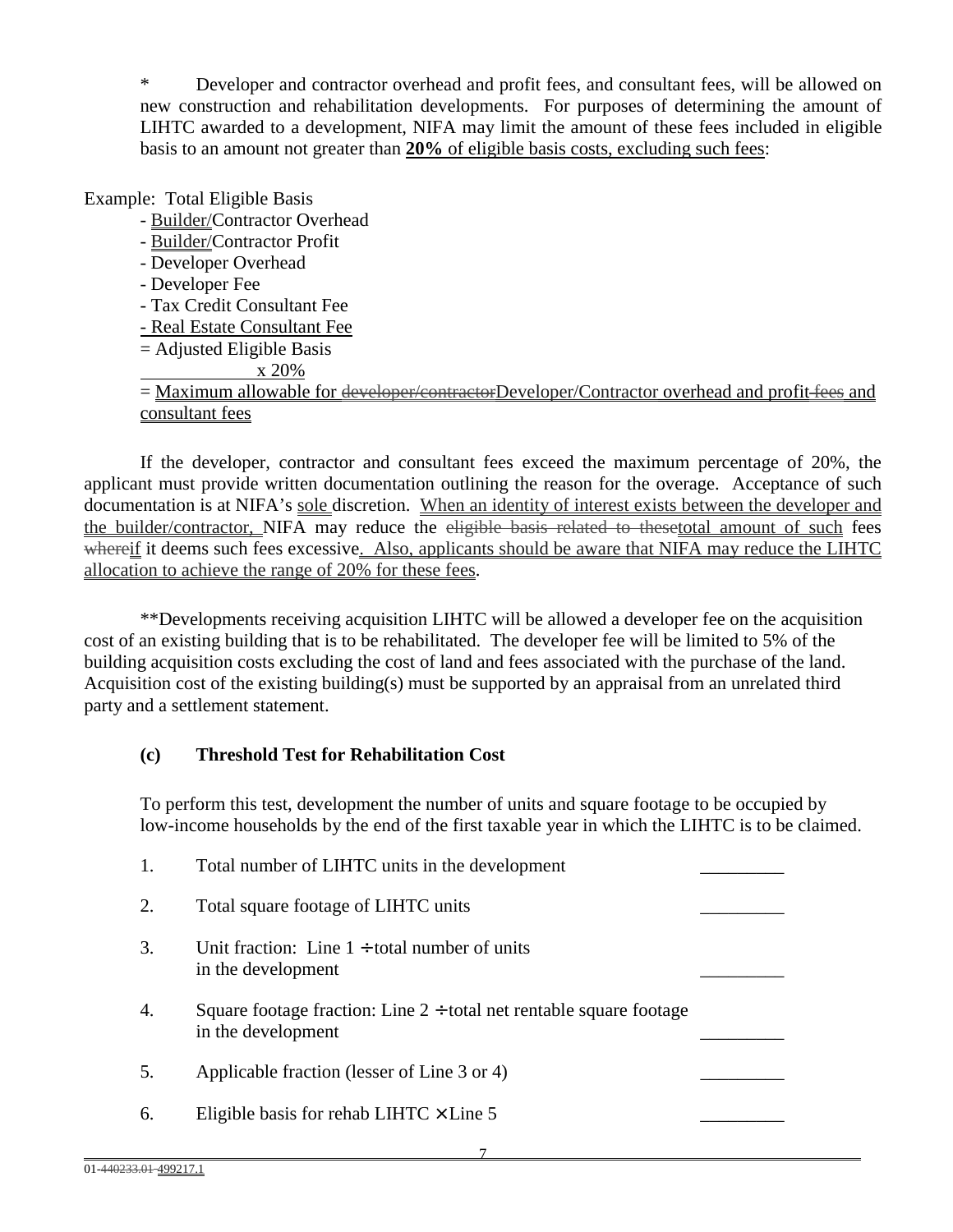\* Developer and contractor overhead and profit fees, and consultant fees, will be allowed on new construction and rehabilitation developments. For purposes of determining the amount of LIHTC awarded to a development, NIFA may limit the amount of these fees included in eligible basis to an amount not greater than **20%** of eligible basis costs, excluding such fees:

Example: Total Eligible Basis
- Builder/Contractor Overhead
- Builder/Contractor Profit
- Developer Overhead
- Developer Fee
- Tax Credit Consultant Fee
- Real Estate Consultant Fee

= Adjusted Eligible Basis
x 20%
= Maximum allowable for ~~developer/contractor~~Developer/Contractor overhead and profit ~~fees~~ and consultant fees

If the developer, contractor and consultant fees exceed the maximum percentage of 20%, the applicant must provide written documentation outlining the reason for the overage. Acceptance of such documentation is at NIFA's sole discretion. When an identity of interest exists between the developer and the builder/contractor, NIFA may reduce the ~~eligible basis related to these~~total amount of such fees ~~where~~if it deems such fees excessive. Also, applicants should be aware that NIFA may reduce the LIHTC allocation to achieve the range of 20% for these fees.

\*\*Developments receiving acquisition LIHTC will be allowed a developer fee on the acquisition cost of an existing building that is to be rehabilitated. The developer fee will be limited to 5% of the building acquisition costs excluding the cost of land and fees associated with the purchase of the land. Acquisition cost of the existing building(s) must be supported by an appraisal from an unrelated third party and a settlement statement.

### (c) Threshold Test for Rehabilitation Cost

To perform this test, development the number of units and square footage to be occupied by low-income households by the end of the first taxable year in which the LIHTC is to be claimed.

1. Total number of LIHTC units in the development _________
2. Total square footage of LIHTC units _________
3. Unit fraction: Line 1 ÷ total number of units in the development _________
4. Square footage fraction: Line 2 ÷ total net rentable square footage in the development _________
5. Applicable fraction (lesser of Line 3 or 4) _________
6. Eligible basis for rehab LIHTC × Line 5 _________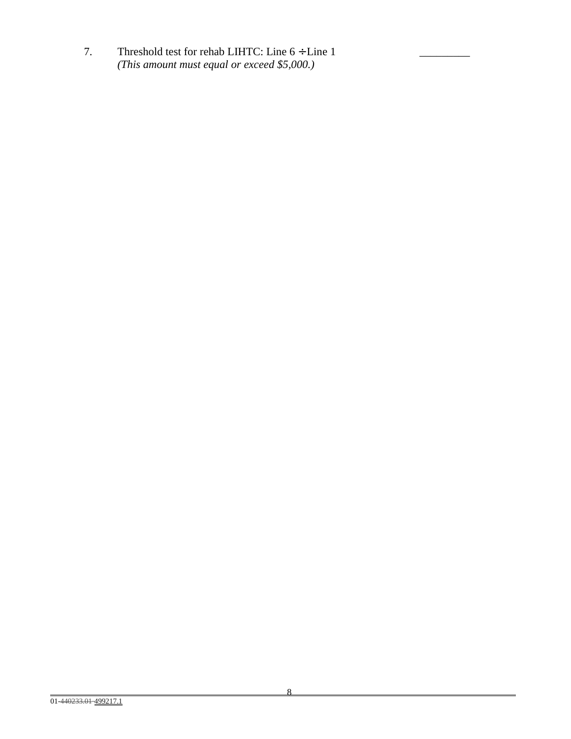7. Threshold test for rehab LIHTC: Line 6 ÷ Line 1 _________
   *(This amount must equal or exceed $5,000.)*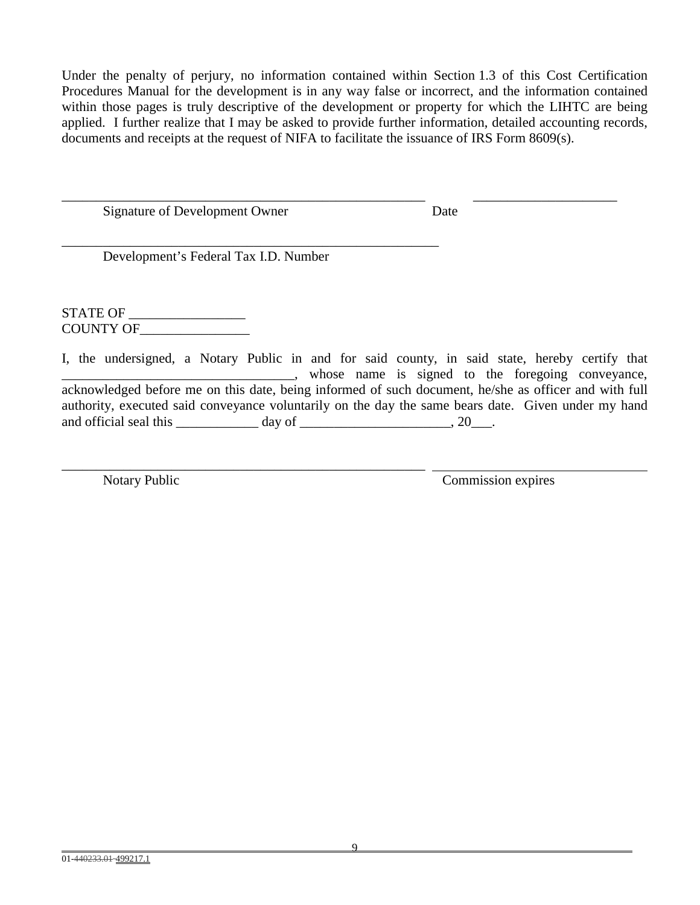Under the penalty of perjury, no information contained within Section 1.3 of this Cost Certification Procedures Manual for the development is in any way false or incorrect, and the information contained within those pages is truly descriptive of the development or property for which the LIHTC are being applied. I further realize that I may be asked to provide further information, detailed accounting records, documents and receipts at the request of NIFA to facilitate the issuance of IRS Form 8609(s).

_______________________________________________________ _____________________

Signature of Development Owner Date

_________________________________________________________

Development's Federal Tax I.D. Number

STATE OF _________________

COUNTY OF________________

I, the undersigned, a Notary Public in and for said county, in said state, hereby certify that _________________________________, whose name is signed to the foregoing conveyance, acknowledged before me on this date, being informed of such document, he/she as officer and with full authority, executed said conveyance voluntarily on the day the same bears date. Given under my hand and official seal this ____________ day of ______________________, 20___.

_______________________________________________________ _______________________________

Notary Public Commission expires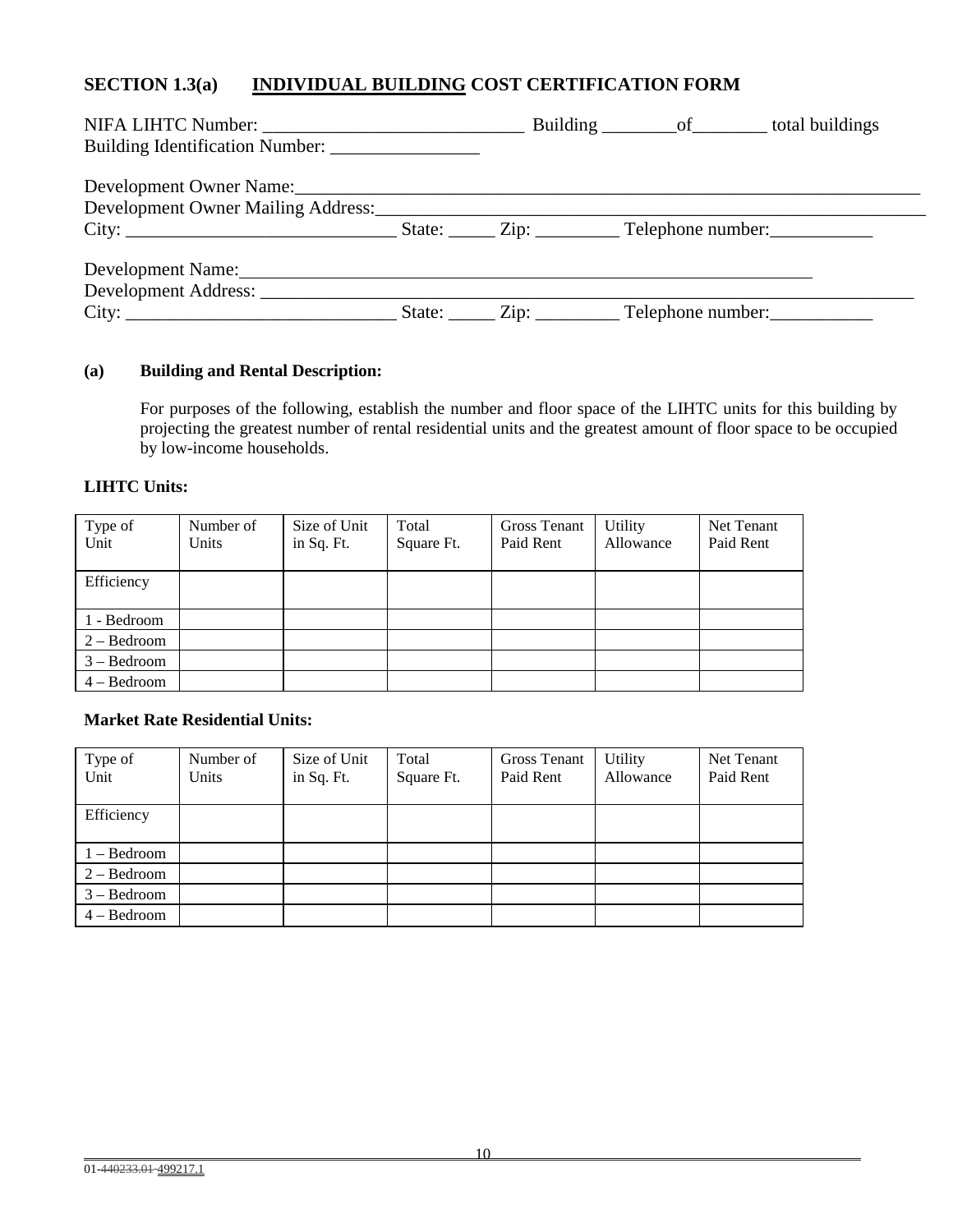## SECTION 1.3(a) INDIVIDUAL BUILDING COST CERTIFICATION FORM

NIFA LIHTC Number: ____________________________ Building ________of________ total buildings
Building Identification Number: ________________

Development Owner Name:_________________________________________________________________
Development Owner Mailing Address:________________________________________________________
City: _____________________________ State: _____ Zip: _________ Telephone number:___________

Development Name:_________________________________________________________________
Development Address: _________________________________________________________________
City: _____________________________ State: _____ Zip: _________ Telephone number:___________

**(a) Building and Rental Description:**

For purposes of the following, establish the number and floor space of the LIHTC units for this building by projecting the greatest number of rental residential units and the greatest amount of floor space to be occupied by low-income households.

**LIHTC Units:**

| Type of Unit | Number of Units | Size of Unit in Sq. Ft. | Total Square Ft. | Gross Tenant Paid Rent | Utility Allowance | Net Tenant Paid Rent |
|---|---|---|---|---|---|---|
| Efficiency | | | | | | |
| 1 - Bedroom | | | | | | |
| 2 – Bedroom | | | | | | |
| 3 – Bedroom | | | | | | |
| 4 – Bedroom | | | | | | |

**Market Rate Residential Units:**

| Type of Unit | Number of Units | Size of Unit in Sq. Ft. | Total Square Ft. | Gross Tenant Paid Rent | Utility Allowance | Net Tenant Paid Rent |
|---|---|---|---|---|---|---|
| Efficiency | | | | | | |
| 1 – Bedroom | | | | | | |
| 2 – Bedroom | | | | | | |
| 3 – Bedroom | | | | | | |
| 4 – Bedroom | | | | | | |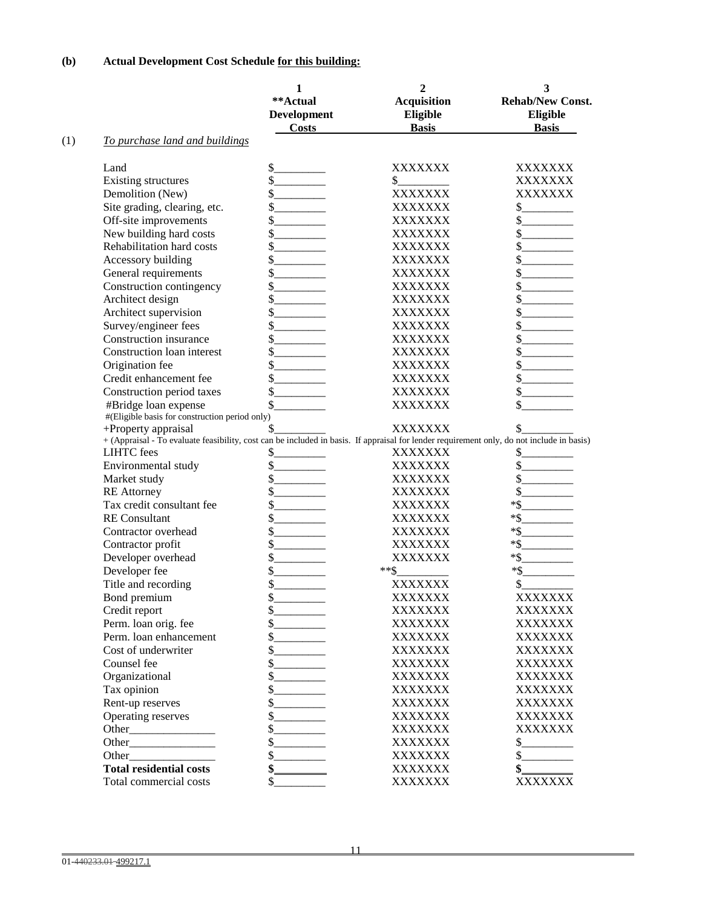**(b) Actual Development Cost Schedule for this building:**

| | 1<br>**Actual Development Costs | 2<br>Acquisition Eligible Basis | 3<br>Rehab/New Const. Eligible Basis |
|---|---|---|---|
| (1) *To purchase land and buildings* | | | |
| Land | $_________ | XXXXXXX | XXXXXXX |
| Existing structures | $_________ | $_________ | XXXXXXX |
| Demolition (New) | $_________ | XXXXXXX | XXXXXXX |
| Site grading, clearing, etc. | $_________ | XXXXXXX | $_________ |
| Off-site improvements | $_________ | XXXXXXX | $_________ |
| New building hard costs | $_________ | XXXXXXX | $_________ |
| Rehabilitation hard costs | $_________ | XXXXXXX | $_________ |
| Accessory building | $_________ | XXXXXXX | $_________ |
| General requirements | $_________ | XXXXXXX | $_________ |
| Construction contingency | $_________ | XXXXXXX | $_________ |
| Architect design | $_________ | XXXXXXX | $_________ |
| Architect supervision | $_________ | XXXXXXX | $_________ |
| Survey/engineer fees | $_________ | XXXXXXX | $_________ |
| Construction insurance | $_________ | XXXXXXX | $_________ |
| Construction loan interest | $_________ | XXXXXXX | $_________ |
| Origination fee | $_________ | XXXXXXX | $_________ |
| Credit enhancement fee | $_________ | XXXXXXX | $_________ |
| Construction period taxes | $_________ | XXXXXXX | $_________ |
| #Bridge loan expense<br>#(Eligible basis for construction period only) | $_________ | XXXXXXX | $_________ |
| +Property appraisal<br>+ (Appraisal - To evaluate feasibility, cost can be included in basis. If appraisal for lender requirement only, do not include in basis) | $_________ | XXXXXXX | $_________ |
| LIHTC fees | $_________ | XXXXXXX | $_________ |
| Environmental study | $_________ | XXXXXXX | $_________ |
| Market study | $_________ | XXXXXXX | $_________ |
| RE Attorney | $_________ | XXXXXXX | $_________ |
| Tax credit consultant fee | $_________ | XXXXXXX | *$_________ |
| RE Consultant | $_________ | XXXXXXX | *$_________ |
| Contractor overhead | $_________ | XXXXXXX | *$_________ |
| Contractor profit | $_________ | XXXXXXX | *$_________ |
| Developer overhead | $_________ | XXXXXXX | *$_________ |
| Developer fee | $_________ | **$_________ | *$_________ |
| Title and recording | $_________ | XXXXXXX | $_________ |
| Bond premium | $_________ | XXXXXXX | XXXXXXX |
| Credit report | $_________ | XXXXXXX | XXXXXXX |
| Perm. loan orig. fee | $_________ | XXXXXXX | XXXXXXX |
| Perm. loan enhancement | $_________ | XXXXXXX | XXXXXXX |
| Cost of underwriter | $_________ | XXXXXXX | XXXXXXX |
| Counsel fee | $_________ | XXXXXXX | XXXXXXX |
| Organizational | $_________ | XXXXXXX | XXXXXXX |
| Tax opinion | $_________ | XXXXXXX | XXXXXXX |
| Rent-up reserves | $_________ | XXXXXXX | XXXXXXX |
| Operating reserves | $_________ | XXXXXXX | XXXXXXX |
| Other_______________ | $_________ | XXXXXXX | XXXXXXX |
| Other_______________ | $_________ | XXXXXXX | $_________ |
| Other_______________ | $_________ | XXXXXXX | $_________ |
| **Total residential costs** | **$_________** | XXXXXXX | **$_________** |
| Total commercial costs | $_________ | XXXXXXX | XXXXXXX |

01-~~440233.01~~-499217.1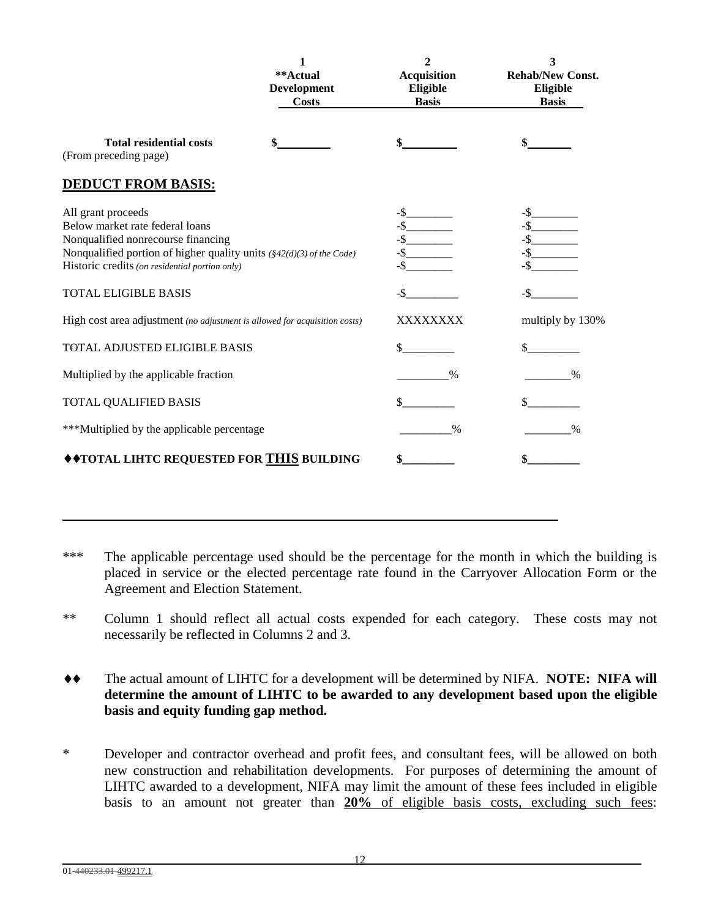| | 1<br>**Actual<br>Development<br>Costs | 2<br>Acquisition<br>Eligible<br>Basis | 3<br>Rehab/New Const.<br>Eligible<br>Basis |
|---|---|---|---|
| **Total residential costs**<br>(From preceding page) | **$________** | **$________** | **$_______** |
| **DEDUCT FROM BASIS:** | | | |
| All grant proceeds | | -$________ | -$________ |
| Below market rate federal loans | | -$________ | -$________ |
| Nonqualified nonrecourse financing | | -$________ | -$________ |
| Nonqualified portion of higher quality units *(§42(d)(3) of the Code)* | | -$________ | -$________ |
| Historic credits *(on residential portion only)* | | -$________ | -$________ |
| TOTAL ELIGIBLE BASIS | | -$_________ | -$________ |
| High cost area adjustment *(no adjustment is allowed for acquisition costs)* | | XXXXXXXX | multiply by 130% |
| TOTAL ADJUSTED ELIGIBLE BASIS | | $_________ | $_________ |
| Multiplied by the applicable fraction | | _________% | ________% |
| TOTAL QUALIFIED BASIS | | $_________ | $_________ |
| ***Multiplied by the applicable percentage | | _________% | ________% |
| **♦♦TOTAL LIHTC REQUESTED FOR <u>THIS</u> BUILDING** | | **$_________** | **$_________** |

--- 

*** The applicable percentage used should be the percentage for the month in which the building is placed in service or the elected percentage rate found in the Carryover Allocation Form or the Agreement and Election Statement.

** Column 1 should reflect all actual costs expended for each category. These costs may not necessarily be reflected in Columns 2 and 3.

♦♦ The actual amount of LIHTC for a development will be determined by NIFA. **NOTE: NIFA will determine the amount of LIHTC to be awarded to any development based upon the eligible basis and equity funding gap method.**

* Developer and contractor overhead and profit fees, and consultant fees, will be allowed on both new construction and rehabilitation developments. For purposes of determining the amount of LIHTC awarded to a development, NIFA may limit the amount of these fees included in eligible basis to an amount not greater than **<u>20%</u>** <u>of eligible basis costs, excluding such fees</u>: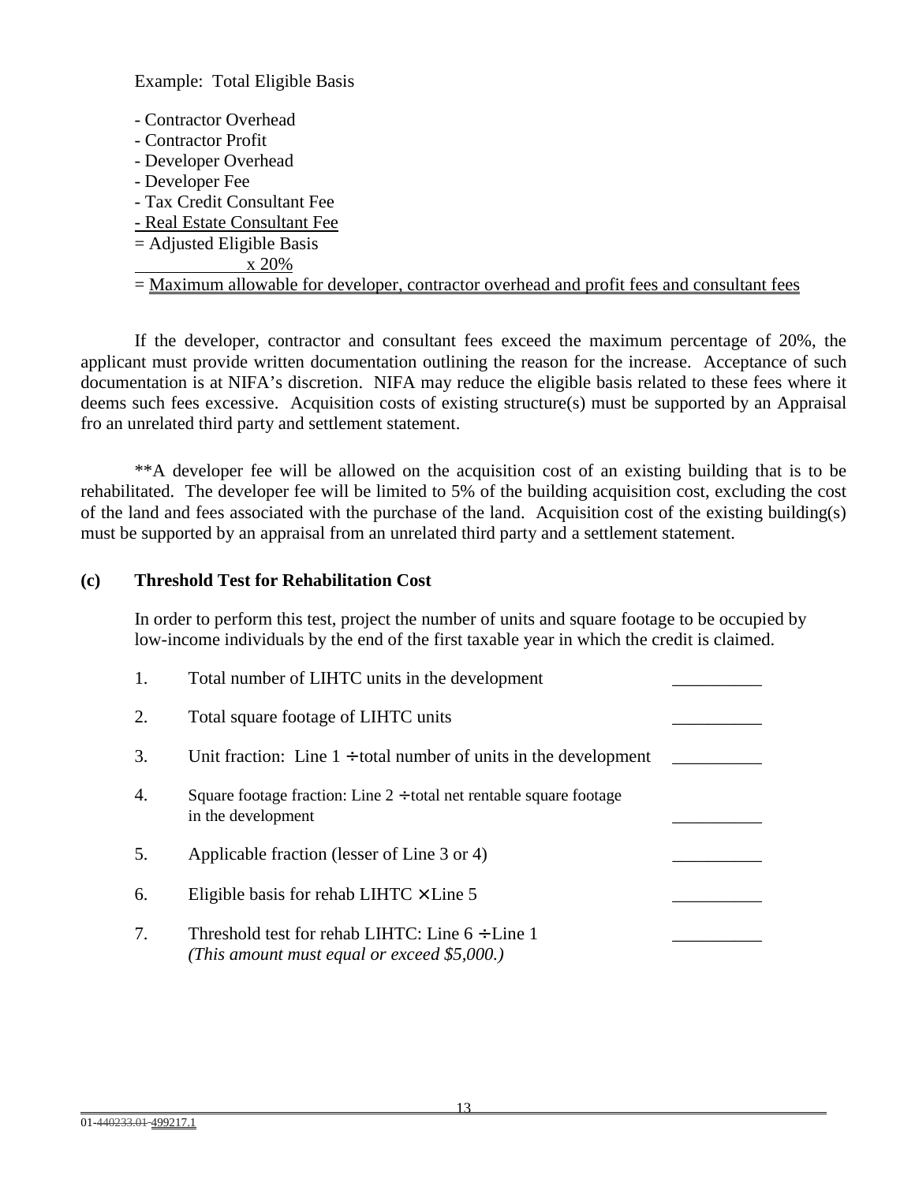Example: Total Eligible Basis

- Contractor Overhead
- Contractor Profit
- Developer Overhead
- Developer Fee
- Tax Credit Consultant Fee
- Real Estate Consultant Fee

= Adjusted Eligible Basis
x 20%
= Maximum allowable for developer, contractor overhead and profit fees and consultant fees

If the developer, contractor and consultant fees exceed the maximum percentage of 20%, the applicant must provide written documentation outlining the reason for the increase. Acceptance of such documentation is at NIFA's discretion. NIFA may reduce the eligible basis related to these fees where it deems such fees excessive. Acquisition costs of existing structure(s) must be supported by an Appraisal fro an unrelated third party and settlement statement.

**A developer fee will be allowed on the acquisition cost of an existing building that is to be rehabilitated. The developer fee will be limited to 5% of the building acquisition cost, excluding the cost of the land and fees associated with the purchase of the land. Acquisition cost of the existing building(s) must be supported by an appraisal from an unrelated third party and a settlement statement.

**(c) Threshold Test for Rehabilitation Cost**

In order to perform this test, project the number of units and square footage to be occupied by low-income individuals by the end of the first taxable year in which the credit is claimed.

1. Total number of LIHTC units in the development __________
2. Total square footage of LIHTC units __________
3. Unit fraction: Line 1 ÷ total number of units in the development __________
4. Square footage fraction: Line 2 ÷ total net rentable square footage in the development __________
5. Applicable fraction (lesser of Line 3 or 4) __________
6. Eligible basis for rehab LIHTC × Line 5 __________
7. Threshold test for rehab LIHTC: Line 6 ÷ Line 1 __________
   *(This amount must equal or exceed $5,000.)*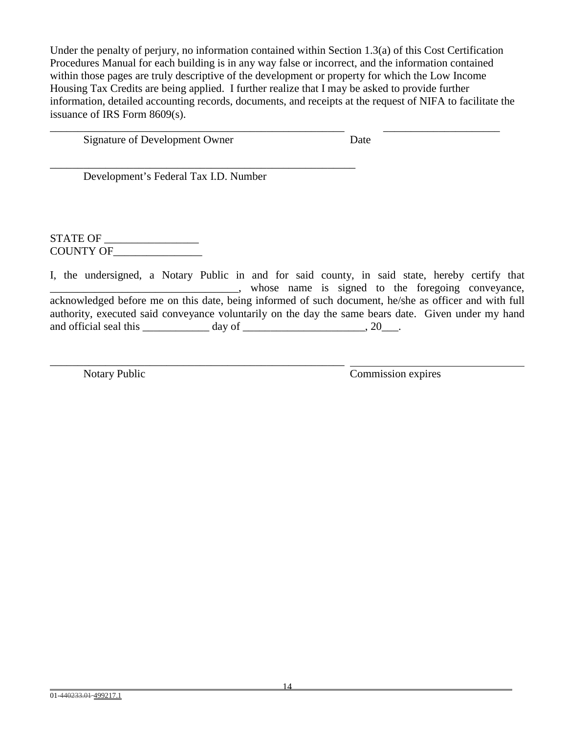Under the penalty of perjury, no information contained within Section 1.3(a) of this Cost Certification Procedures Manual for each building is in any way false or incorrect, and the information contained within those pages are truly descriptive of the development or property for which the Low Income Housing Tax Credits are being applied. I further realize that I may be asked to provide further information, detailed accounting records, documents, and receipts at the request of NIFA to facilitate the issuance of IRS Form 8609(s).

_______________________________________________________ _____________________

Signature of Development Owner Date

_________________________________________________________

Development's Federal Tax I.D. Number

STATE OF _________________
COUNTY OF________________

I, the undersigned, a Notary Public in and for said county, in said state, hereby certify that __________________________________, whose name is signed to the foregoing conveyance, acknowledged before me on this date, being informed of such document, he/she as officer and with full authority, executed said conveyance voluntarily on the day the same bears date. Given under my hand and official seal this ____________ day of ______________________, 20___.

_______________________________________________________ ________________________________

Notary Public Commission expires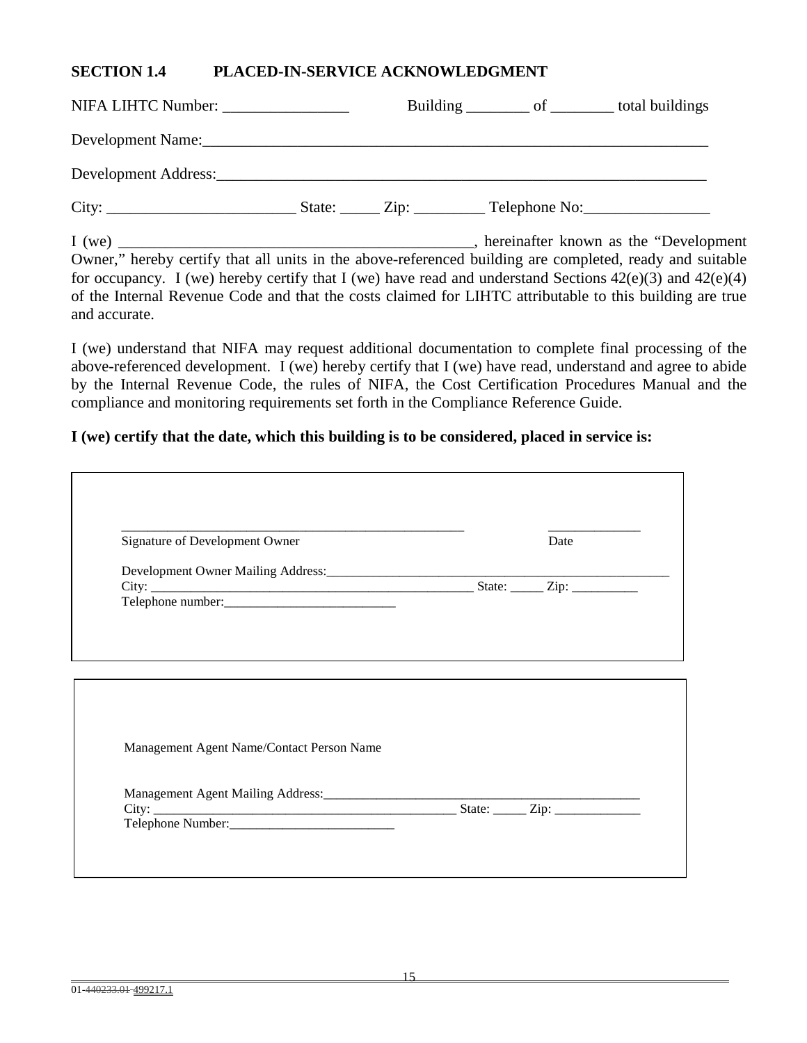## SECTION 1.4 PLACED-IN-SERVICE ACKNOWLEDGMENT

NIFA LIHTC Number: ________________ Building ________ of ________ total buildings

Development Name:____________________________________________________________________

Development Address:__________________________________________________________________

City: ________________________ State: _____ Zip: _________ Telephone No:________________

I (we) ______________________________________________, hereinafter known as the "Development Owner," hereby certify that all units in the above-referenced building are completed, ready and suitable for occupancy. I (we) hereby certify that I (we) have read and understand Sections 42(e)(3) and 42(e)(4) of the Internal Revenue Code and that the costs claimed for LIHTC attributable to this building are true and accurate.

I (we) understand that NIFA may request additional documentation to complete final processing of the above-referenced development. I (we) hereby certify that I (we) have read, understand and agree to abide by the Internal Revenue Code, the rules of NIFA, the Cost Certification Procedures Manual and the compliance and monitoring requirements set forth in the Compliance Reference Guide.

**I (we) certify that the date, which this building is to be considered, placed in service is:**

_____________________________________________________ _____________
Signature of Development Owner Date

Development Owner Mailing Address:_____________________________________________________
City: _________________________________________________ State: _____ Zip: __________
Telephone number:__________________________

Management Agent Name/Contact Person Name

Management Agent Mailing Address:________________________________________________
City: _______________________________________________ State: _____ Zip: _____________
Telephone Number:_________________________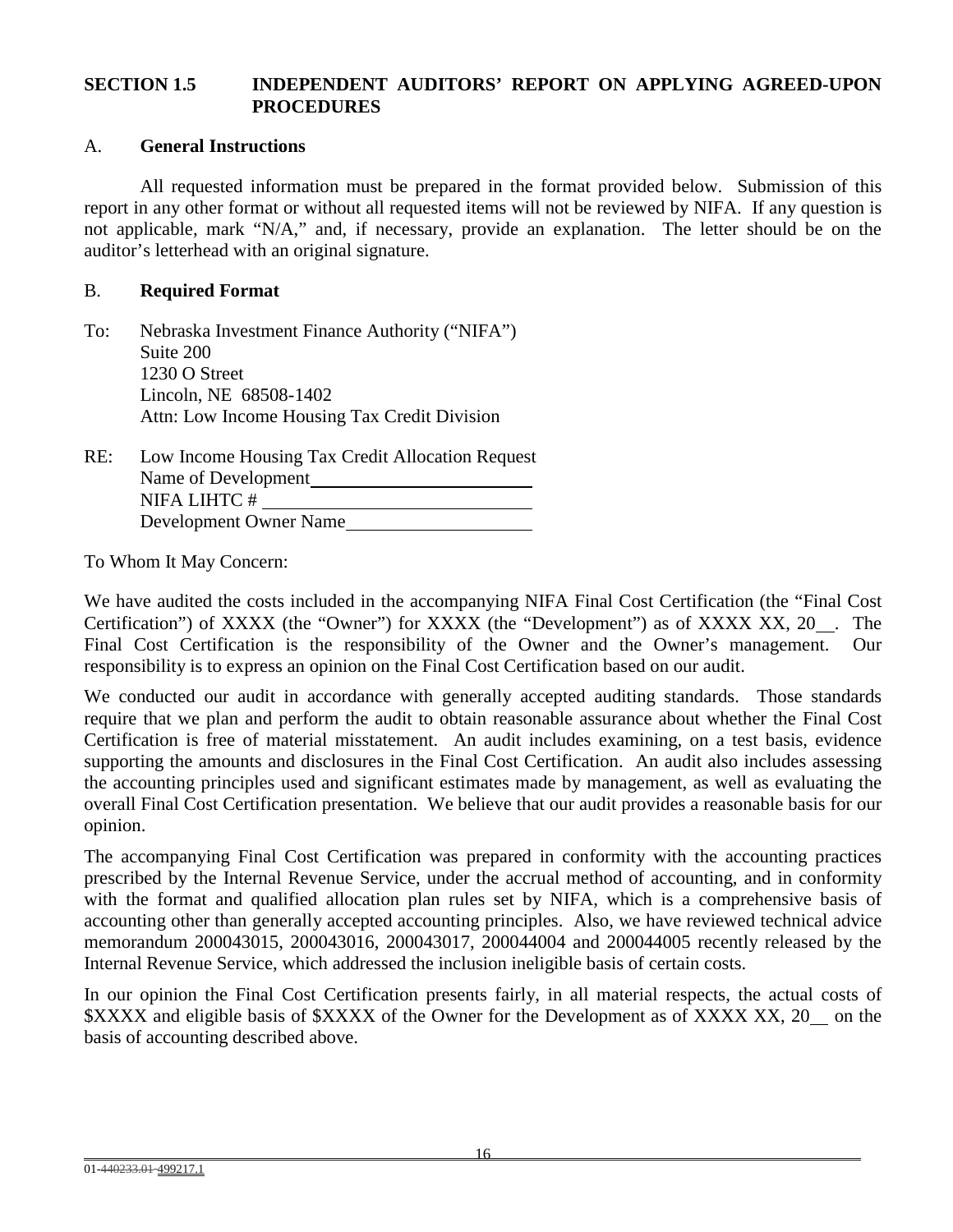## SECTION 1.5 INDEPENDENT AUDITORS' REPORT ON APPLYING AGREED-UPON PROCEDURES

### A. General Instructions

All requested information must be prepared in the format provided below. Submission of this report in any other format or without all requested items will not be reviewed by NIFA. If any question is not applicable, mark "N/A," and, if necessary, provide an explanation. The letter should be on the auditor's letterhead with an original signature.

### B. Required Format

To: Nebraska Investment Finance Authority ("NIFA")
Suite 200
1230 O Street
Lincoln, NE 68508-1402
Attn: Low Income Housing Tax Credit Division

RE: Low Income Housing Tax Credit Allocation Request
Name of Development\_\_\_\_\_\_\_\_\_\_\_\_\_\_\_\_\_\_\_\_\_\_\_\_\_\_
NIFA LIHTC # \_\_\_\_\_\_\_\_\_\_\_\_\_\_\_\_\_\_\_\_\_\_\_\_\_\_\_\_\_\_
Development Owner Name\_\_\_\_\_\_\_\_\_\_\_\_\_\_\_\_\_\_\_\_\_

To Whom It May Concern:

We have audited the costs included in the accompanying NIFA Final Cost Certification (the "Final Cost Certification") of XXXX (the "Owner") for XXXX (the "Development") as of XXXX XX, 20\_\_. The Final Cost Certification is the responsibility of the Owner and the Owner's management. Our responsibility is to express an opinion on the Final Cost Certification based on our audit.

We conducted our audit in accordance with generally accepted auditing standards. Those standards require that we plan and perform the audit to obtain reasonable assurance about whether the Final Cost Certification is free of material misstatement. An audit includes examining, on a test basis, evidence supporting the amounts and disclosures in the Final Cost Certification. An audit also includes assessing the accounting principles used and significant estimates made by management, as well as evaluating the overall Final Cost Certification presentation. We believe that our audit provides a reasonable basis for our opinion.

The accompanying Final Cost Certification was prepared in conformity with the accounting practices prescribed by the Internal Revenue Service, under the accrual method of accounting, and in conformity with the format and qualified allocation plan rules set by NIFA, which is a comprehensive basis of accounting other than generally accepted accounting principles. Also, we have reviewed technical advice memorandum 200043015, 200043016, 200043017, 200044004 and 200044005 recently released by the Internal Revenue Service, which addressed the inclusion ineligible basis of certain costs.

In our opinion the Final Cost Certification presents fairly, in all material respects, the actual costs of $XXXX and eligible basis of $XXXX of the Owner for the Development as of XXXX XX, 20\_\_ on the basis of accounting described above.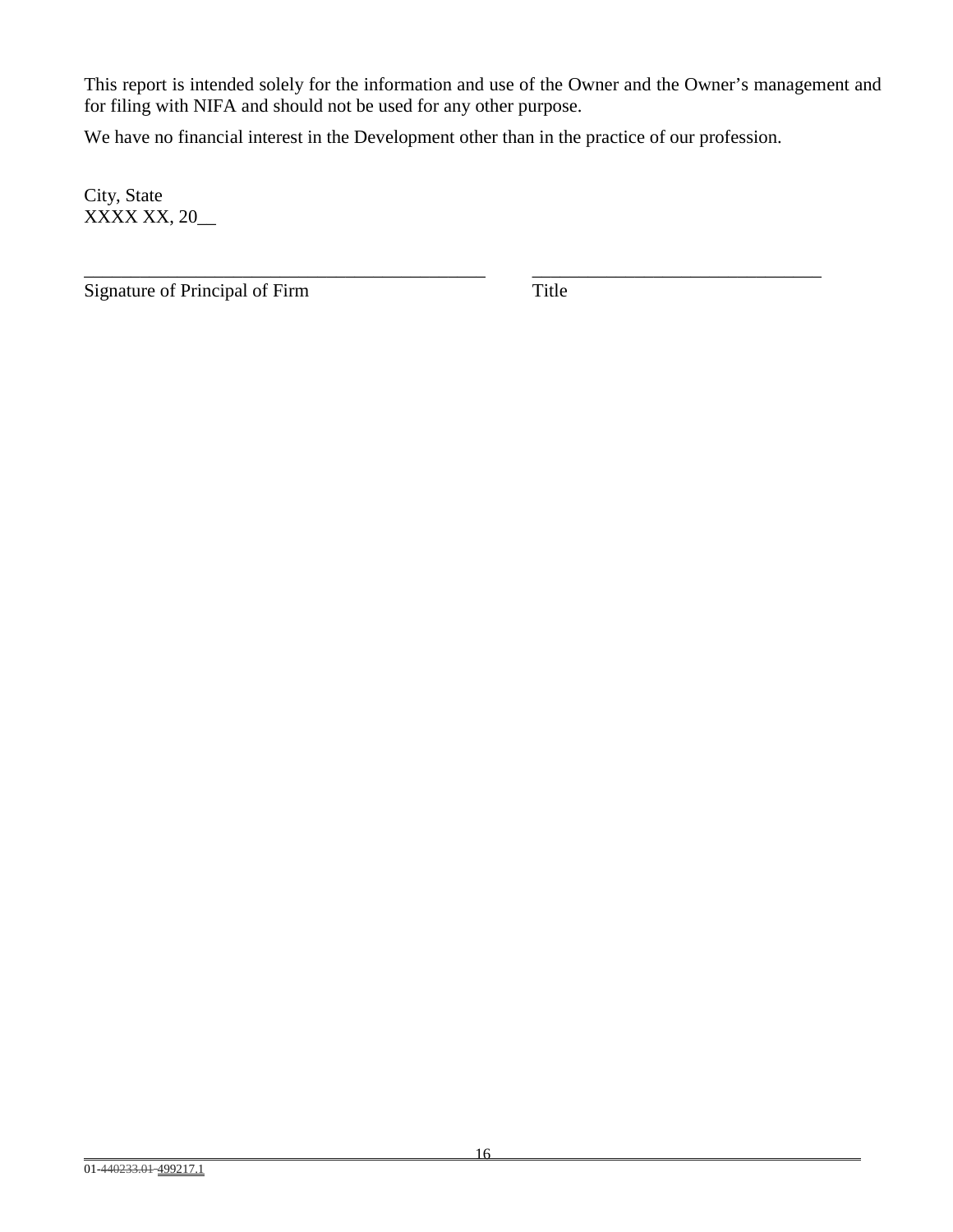This report is intended solely for the information and use of the Owner and the Owner's management and for filing with NIFA and should not be used for any other purpose.

We have no financial interest in the Development other than in the practice of our profession.

City, State
XXXX XX, 20__

_____________________________________________ ________________________________
Signature of Principal of Firm Title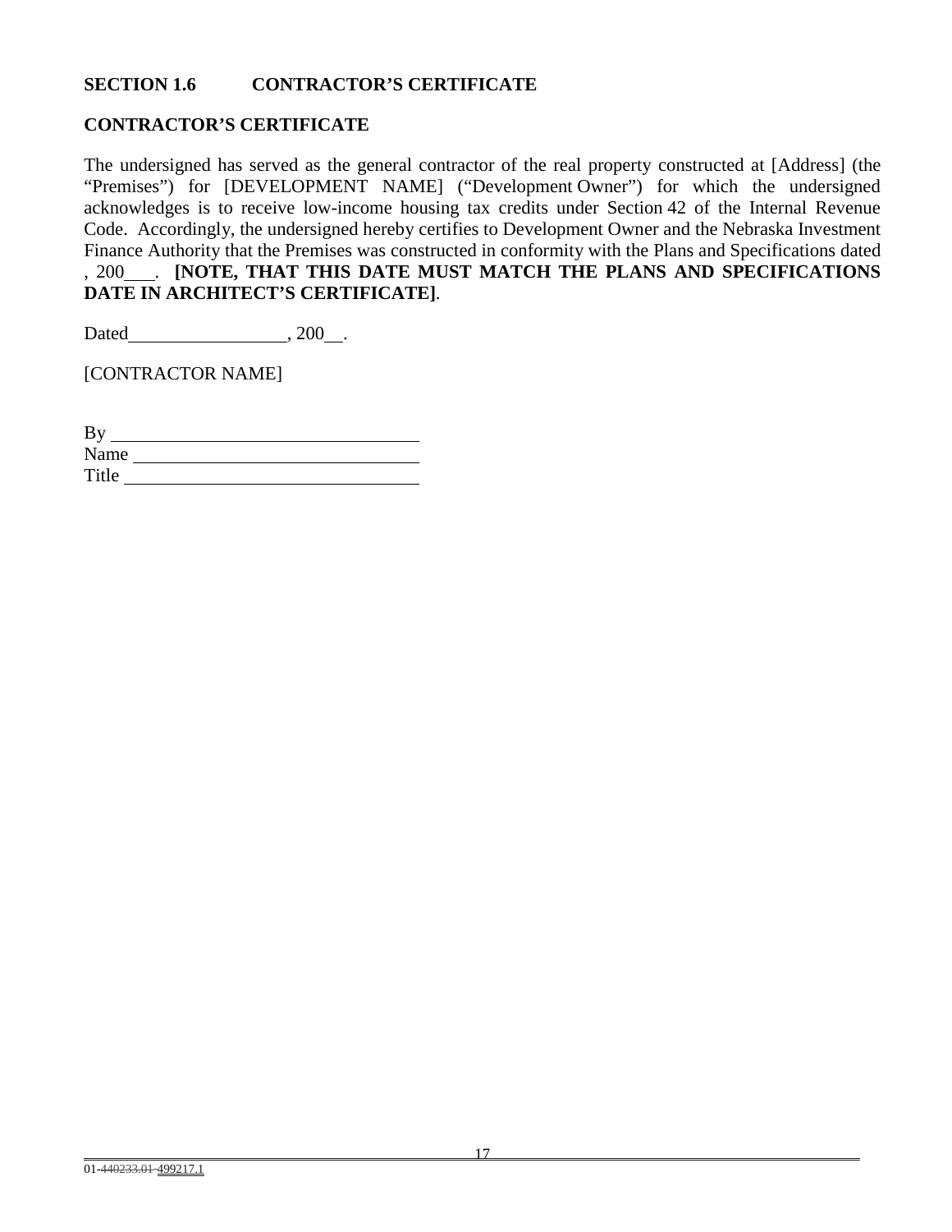## SECTION 1.6 CONTRACTOR'S CERTIFICATE

**CONTRACTOR'S CERTIFICATE**

The undersigned has served as the general contractor of the real property constructed at [Address] (the "Premises") for [DEVELOPMENT NAME] ("Development Owner") for which the undersigned acknowledges is to receive low-income housing tax credits under Section 42 of the Internal Revenue Code. Accordingly, the undersigned hereby certifies to Development Owner and the Nebraska Investment Finance Authority that the Premises was constructed in conformity with the Plans and Specifications dated , 200___. **[NOTE, THAT THIS DATE MUST MATCH THE PLANS AND SPECIFICATIONS DATE IN ARCHITECT'S CERTIFICATE]**.

Dated_________________, 200__.

[CONTRACTOR NAME]

By ________________________________
Name ______________________________
Title _______________________________

01-440233.01-499217.1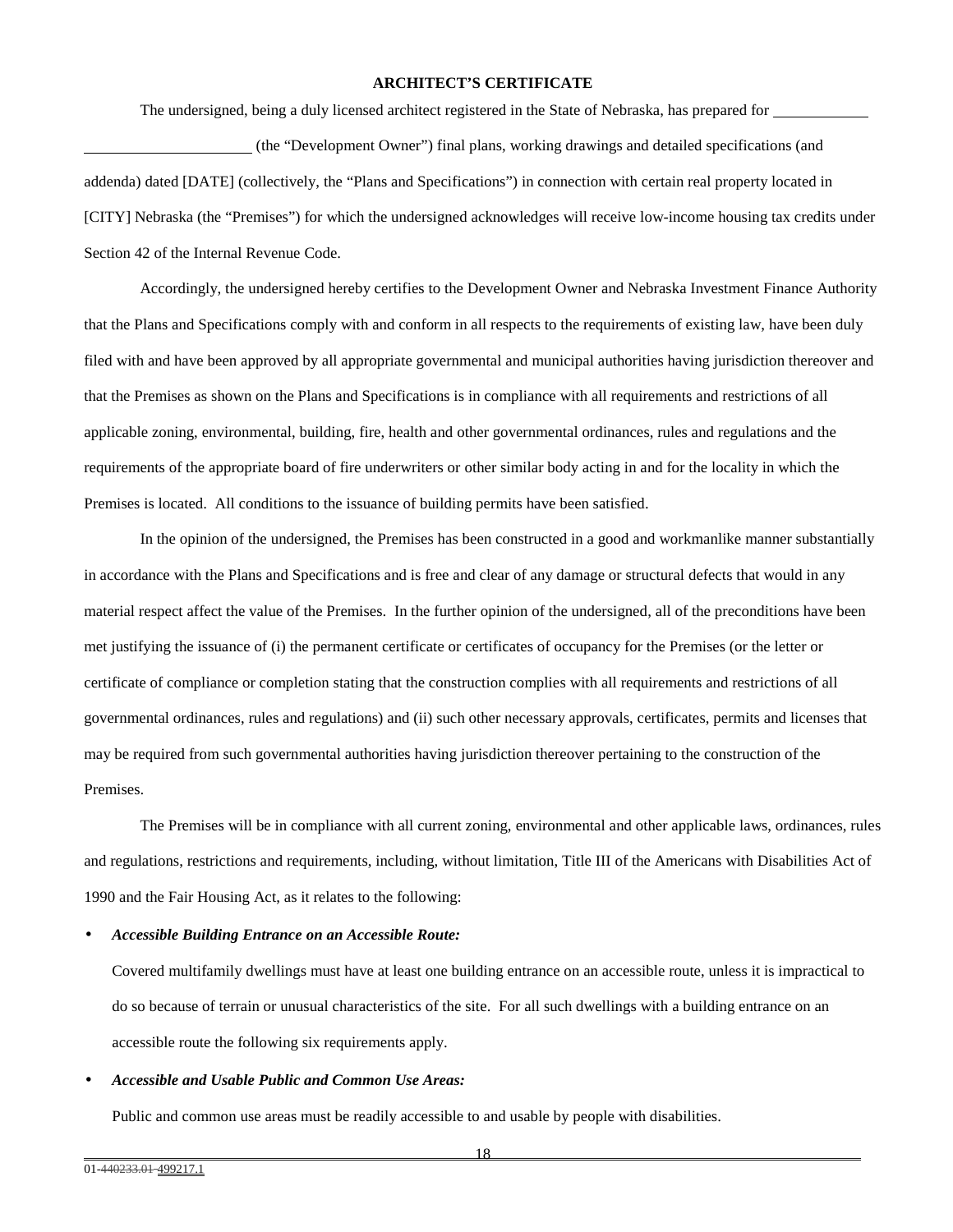## ARCHITECT'S CERTIFICATE

The undersigned, being a duly licensed architect registered in the State of Nebraska, has prepared for ____________ ______________________ (the "Development Owner") final plans, working drawings and detailed specifications (and addenda) dated [DATE] (collectively, the "Plans and Specifications") in connection with certain real property located in [CITY] Nebraska (the "Premises") for which the undersigned acknowledges will receive low-income housing tax credits under Section 42 of the Internal Revenue Code.

Accordingly, the undersigned hereby certifies to the Development Owner and Nebraska Investment Finance Authority that the Plans and Specifications comply with and conform in all respects to the requirements of existing law, have been duly filed with and have been approved by all appropriate governmental and municipal authorities having jurisdiction thereover and that the Premises as shown on the Plans and Specifications is in compliance with all requirements and restrictions of all applicable zoning, environmental, building, fire, health and other governmental ordinances, rules and regulations and the requirements of the appropriate board of fire underwriters or other similar body acting in and for the locality in which the Premises is located. All conditions to the issuance of building permits have been satisfied.

In the opinion of the undersigned, the Premises has been constructed in a good and workmanlike manner substantially in accordance with the Plans and Specifications and is free and clear of any damage or structural defects that would in any material respect affect the value of the Premises. In the further opinion of the undersigned, all of the preconditions have been met justifying the issuance of (i) the permanent certificate or certificates of occupancy for the Premises (or the letter or certificate of compliance or completion stating that the construction complies with all requirements and restrictions of all governmental ordinances, rules and regulations) and (ii) such other necessary approvals, certificates, permits and licenses that may be required from such governmental authorities having jurisdiction thereover pertaining to the construction of the Premises.

The Premises will be in compliance with all current zoning, environmental and other applicable laws, ordinances, rules and regulations, restrictions and requirements, including, without limitation, Title III of the Americans with Disabilities Act of 1990 and the Fair Housing Act, as it relates to the following:

- ***Accessible Building Entrance on an Accessible Route:***

  Covered multifamily dwellings must have at least one building entrance on an accessible route, unless it is impractical to do so because of terrain or unusual characteristics of the site. For all such dwellings with a building entrance on an accessible route the following six requirements apply.

- ***Accessible and Usable Public and Common Use Areas:***

  Public and common use areas must be readily accessible to and usable by people with disabilities.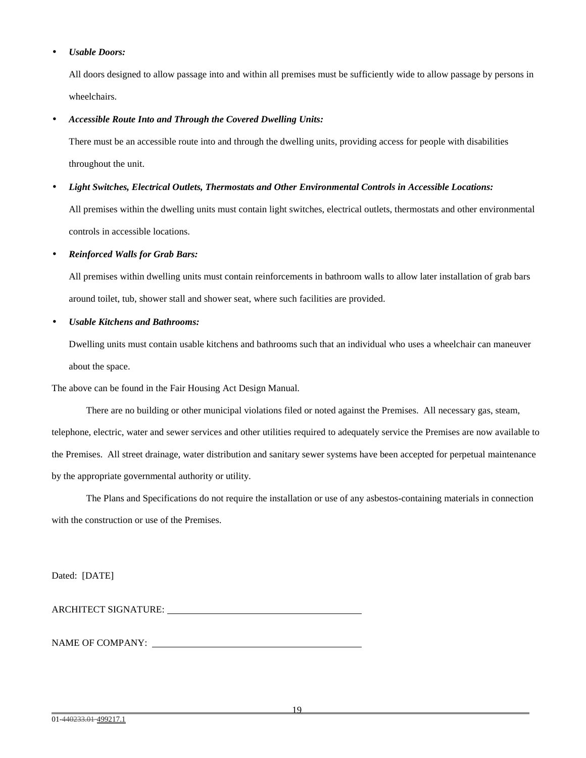- ***Usable Doors:***

  All doors designed to allow passage into and within all premises must be sufficiently wide to allow passage by persons in wheelchairs.

- ***Accessible Route Into and Through the Covered Dwelling Units:***

  There must be an accessible route into and through the dwelling units, providing access for people with disabilities throughout the unit.

- ***Light Switches, Electrical Outlets, Thermostats and Other Environmental Controls in Accessible Locations:***

  All premises within the dwelling units must contain light switches, electrical outlets, thermostats and other environmental controls in accessible locations.

- ***Reinforced Walls for Grab Bars:***

  All premises within dwelling units must contain reinforcements in bathroom walls to allow later installation of grab bars around toilet, tub, shower stall and shower seat, where such facilities are provided.

- ***Usable Kitchens and Bathrooms:***

  Dwelling units must contain usable kitchens and bathrooms such that an individual who uses a wheelchair can maneuver about the space.

The above can be found in the Fair Housing Act Design Manual.

There are no building or other municipal violations filed or noted against the Premises. All necessary gas, steam, telephone, electric, water and sewer services and other utilities required to adequately service the Premises are now available to the Premises. All street drainage, water distribution and sanitary sewer systems have been accepted for perpetual maintenance by the appropriate governmental authority or utility.

The Plans and Specifications do not require the installation or use of any asbestos-containing materials in connection with the construction or use of the Premises.

Dated: [DATE]

ARCHITECT SIGNATURE: ______________________________

NAME OF COMPANY: ______________________________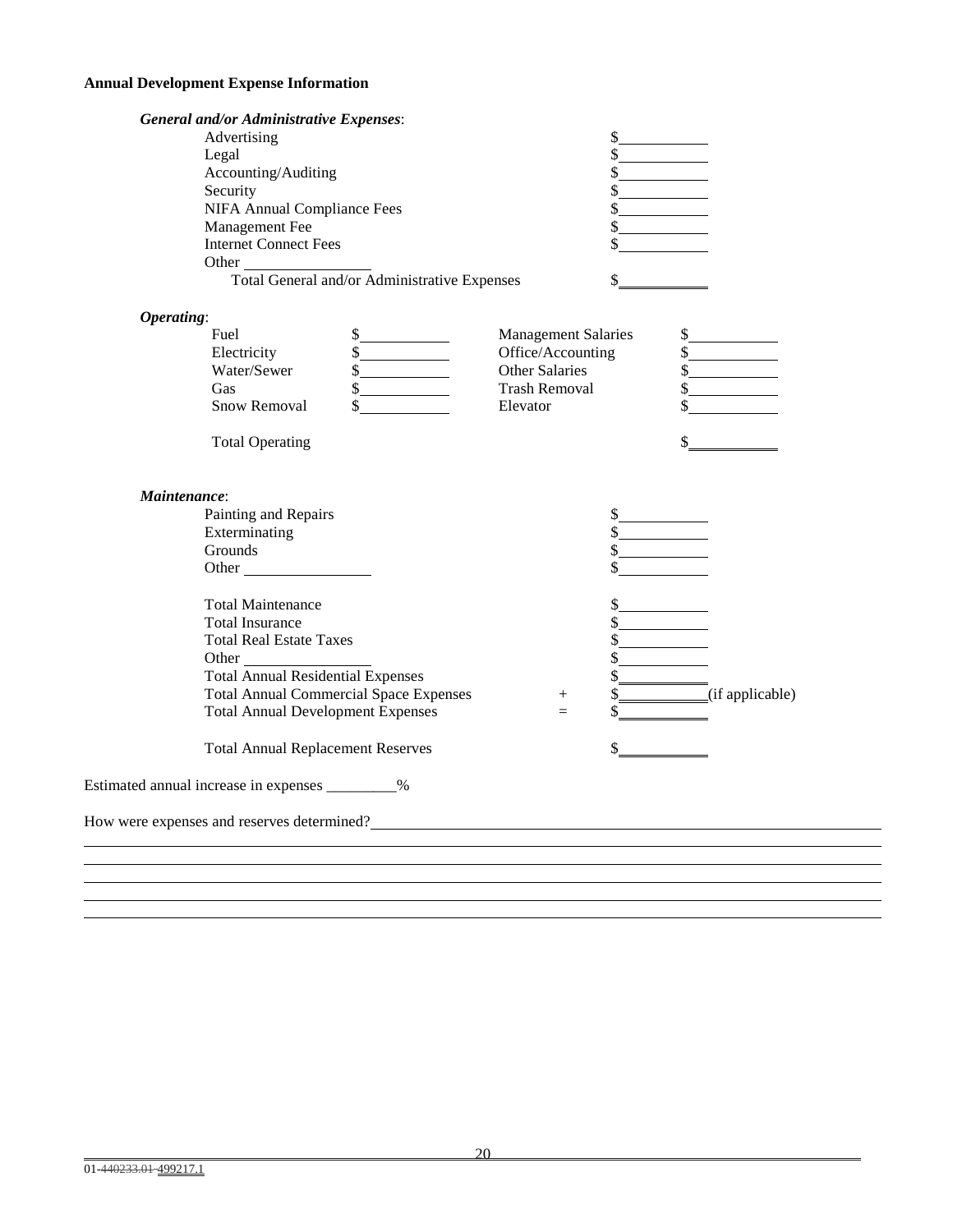**Annual Development Expense Information**

***General and/or Administrative Expenses*:**

| | |
|---|---|
| Advertising | $\_\_\_\_\_\_\_\_\_\_ |
| Legal | $\_\_\_\_\_\_\_\_\_\_ |
| Accounting/Auditing | $\_\_\_\_\_\_\_\_\_\_ |
| Security | $\_\_\_\_\_\_\_\_\_\_ |
| NIFA Annual Compliance Fees | $\_\_\_\_\_\_\_\_\_\_ |
| Management Fee | $\_\_\_\_\_\_\_\_\_\_ |
| Internet Connect Fees | $\_\_\_\_\_\_\_\_\_\_ |
| Other \_\_\_\_\_\_\_\_\_\_\_\_\_\_\_\_ | |
| Total General and/or Administrative Expenses | $\_\_\_\_\_\_\_\_\_\_ |

***Operating*:**

| | | | |
|---|---|---|---|
| Fuel | $\_\_\_\_\_\_\_\_\_\_ | Management Salaries | $\_\_\_\_\_\_\_\_\_\_ |
| Electricity | $\_\_\_\_\_\_\_\_\_\_ | Office/Accounting | $\_\_\_\_\_\_\_\_\_\_ |
| Water/Sewer | $\_\_\_\_\_\_\_\_\_\_ | Other Salaries | $\_\_\_\_\_\_\_\_\_\_ |
| Gas | $\_\_\_\_\_\_\_\_\_\_ | Trash Removal | $\_\_\_\_\_\_\_\_\_\_ |
| Snow Removal | $\_\_\_\_\_\_\_\_\_\_ | Elevator | $\_\_\_\_\_\_\_\_\_\_ |
| Total Operating | | | $\_\_\_\_\_\_\_\_\_\_ |

***Maintenance*:**

| | | |
|---|---|---|
| Painting and Repairs | | $\_\_\_\_\_\_\_\_\_\_ |
| Exterminating | | $\_\_\_\_\_\_\_\_\_\_ |
| Grounds | | $\_\_\_\_\_\_\_\_\_\_ |
| Other \_\_\_\_\_\_\_\_\_\_\_\_\_\_\_\_ | | $\_\_\_\_\_\_\_\_\_\_ |
| Total Maintenance | | $\_\_\_\_\_\_\_\_\_\_ |
| Total Insurance | | $\_\_\_\_\_\_\_\_\_\_ |
| Total Real Estate Taxes | | $\_\_\_\_\_\_\_\_\_\_ |
| Other \_\_\_\_\_\_\_\_\_\_\_\_\_\_\_\_ | | $\_\_\_\_\_\_\_\_\_\_ |
| Total Annual Residential Expenses | | $\_\_\_\_\_\_\_\_\_\_ |
| Total Annual Commercial Space Expenses | + | $\_\_\_\_\_\_\_\_\_\_ (if applicable) |
| Total Annual Development Expenses | = | $\_\_\_\_\_\_\_\_\_\_ |
| Total Annual Replacement Reserves | | $\_\_\_\_\_\_\_\_\_\_ |

Estimated annual increase in expenses \_\_\_\_\_\_\_\_\_%

How were expenses and reserves determined?\_\_\_\_\_\_\_\_\_\_\_\_\_\_\_\_\_\_\_\_\_\_\_\_\_\_\_\_\_\_\_\_\_\_\_\_\_\_\_\_\_\_\_\_\_\_\_\_\_\_\_\_\_\_\_\_\_\_\_\_

\_\_\_\_\_\_\_\_\_\_\_\_\_\_\_\_\_\_\_\_\_\_\_\_\_\_\_\_\_\_\_\_\_\_\_\_\_\_\_\_\_\_\_\_\_\_\_\_\_\_\_\_\_\_\_\_\_\_\_\_\_\_\_\_\_\_\_\_\_\_\_\_\_\_\_\_\_\_\_\_\_\_\_\_\_\_\_\_\_\_\_\_\_\_

\_\_\_\_\_\_\_\_\_\_\_\_\_\_\_\_\_\_\_\_\_\_\_\_\_\_\_\_\_\_\_\_\_\_\_\_\_\_\_\_\_\_\_\_\_\_\_\_\_\_\_\_\_\_\_\_\_\_\_\_\_\_\_\_\_\_\_\_\_\_\_\_\_\_\_\_\_\_\_\_\_\_\_\_\_\_\_\_\_\_\_\_\_\_

\_\_\_\_\_\_\_\_\_\_\_\_\_\_\_\_\_\_\_\_\_\_\_\_\_\_\_\_\_\_\_\_\_\_\_\_\_\_\_\_\_\_\_\_\_\_\_\_\_\_\_\_\_\_\_\_\_\_\_\_\_\_\_\_\_\_\_\_\_\_\_\_\_\_\_\_\_\_\_\_\_\_\_\_\_\_\_\_\_\_\_\_\_\_

\_\_\_\_\_\_\_\_\_\_\_\_\_\_\_\_\_\_\_\_\_\_\_\_\_\_\_\_\_\_\_\_\_\_\_\_\_\_\_\_\_\_\_\_\_\_\_\_\_\_\_\_\_\_\_\_\_\_\_\_\_\_\_\_\_\_\_\_\_\_\_\_\_\_\_\_\_\_\_\_\_\_\_\_\_\_\_\_\_\_\_\_\_\_

\_\_\_\_\_\_\_\_\_\_\_\_\_\_\_\_\_\_\_\_\_\_\_\_\_\_\_\_\_\_\_\_\_\_\_\_\_\_\_\_\_\_\_\_\_\_\_\_\_\_\_\_\_\_\_\_\_\_\_\_\_\_\_\_\_\_\_\_\_\_\_\_\_\_\_\_\_\_\_\_\_\_\_\_\_\_\_\_\_\_\_\_\_\_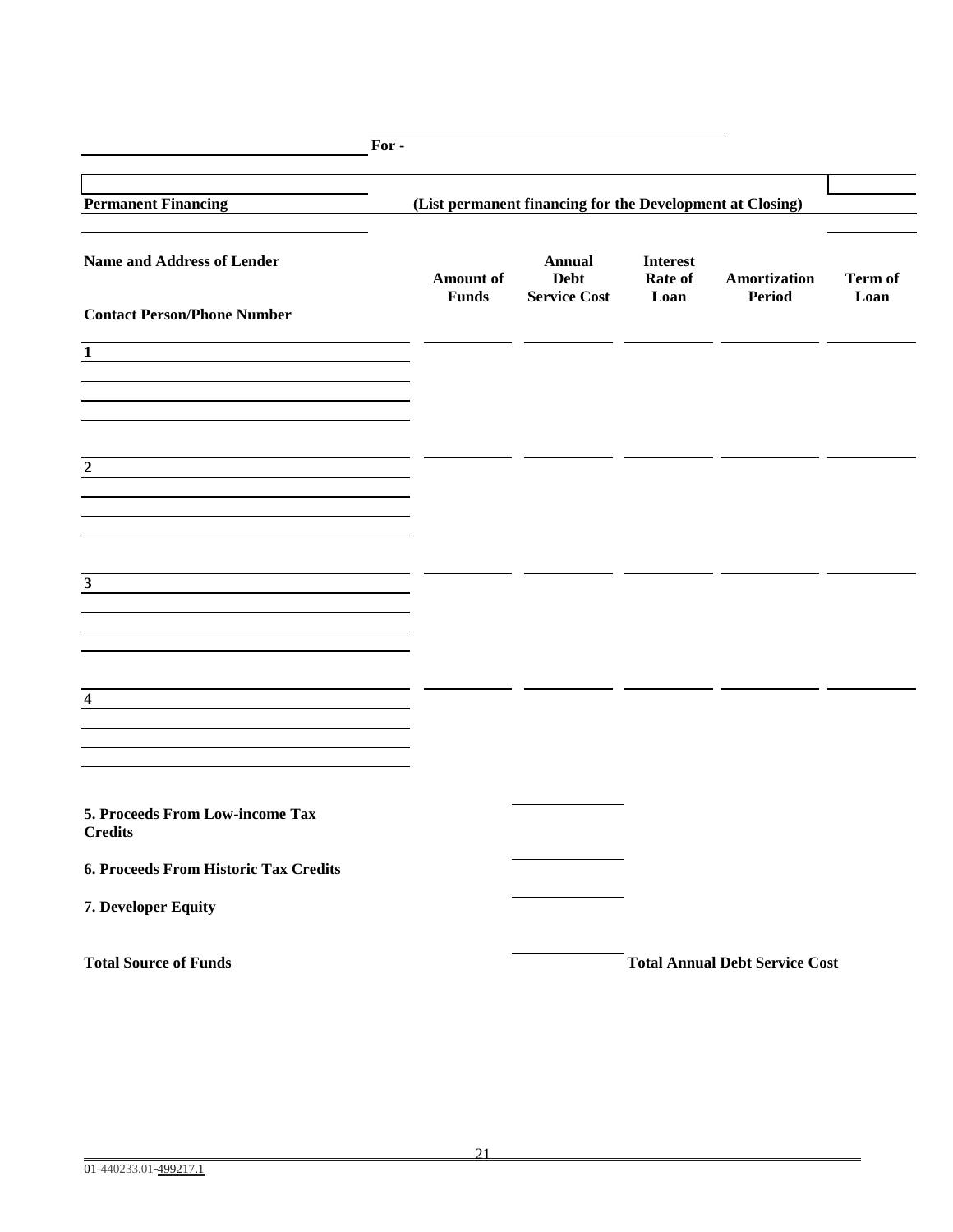For -

**Permanent Financing** **(List permanent financing for the Development at Closing)**

| Name and Address of Lender<br><br>Contact Person/Phone Number | Amount of Funds | Annual Debt Service Cost | Interest Rate of Loan | Amortization Period | Term of Loan |
|---|---|---|---|---|---|
| 1 | | | | | |
| 2 | | | | | |
| 3 | | | | | |
| 4 | | | | | |

**5. Proceeds From Low-income Tax Credits**

**6. Proceeds From Historic Tax Credits**

**7. Developer Equity**

**Total Source of Funds** **Total Annual Debt Service Cost**

01-~~440233.01~~-499217.1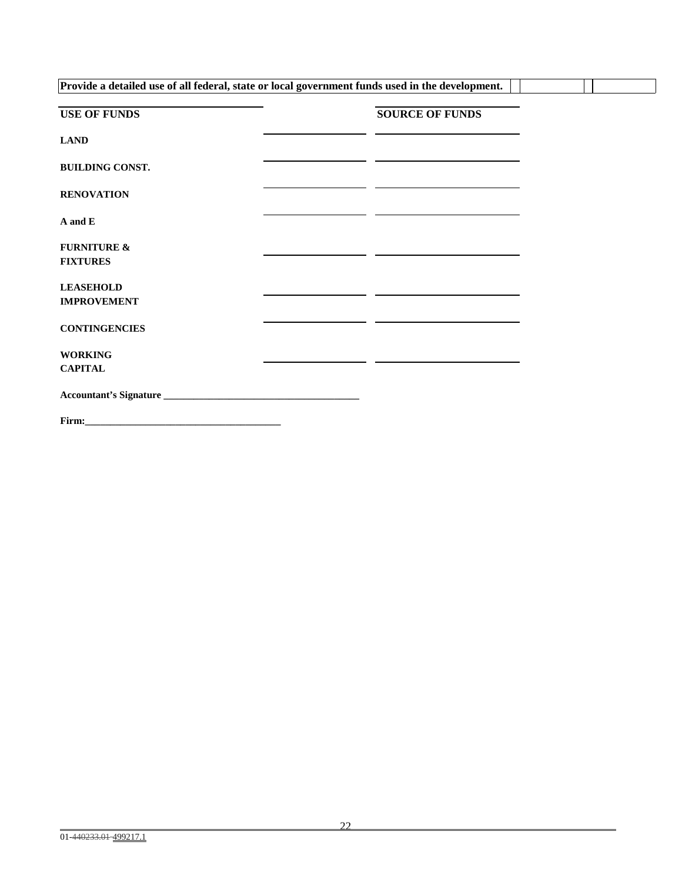**Provide a detailed use of all federal, state or local government funds used in the development.**

| USE OF FUNDS | | SOURCE OF FUNDS |
|---|---|---|
| LAND | | |
| BUILDING CONST. | | |
| RENOVATION | | |
| A and E | | |
| FURNITURE & FIXTURES | | |
| LEASEHOLD IMPROVEMENT | | |
| CONTINGENCIES | | |
| WORKING CAPITAL | | |

**Accountant's Signature** ______________________________________

**Firm:**______________________________________

01-~~440233.01~~-499217.1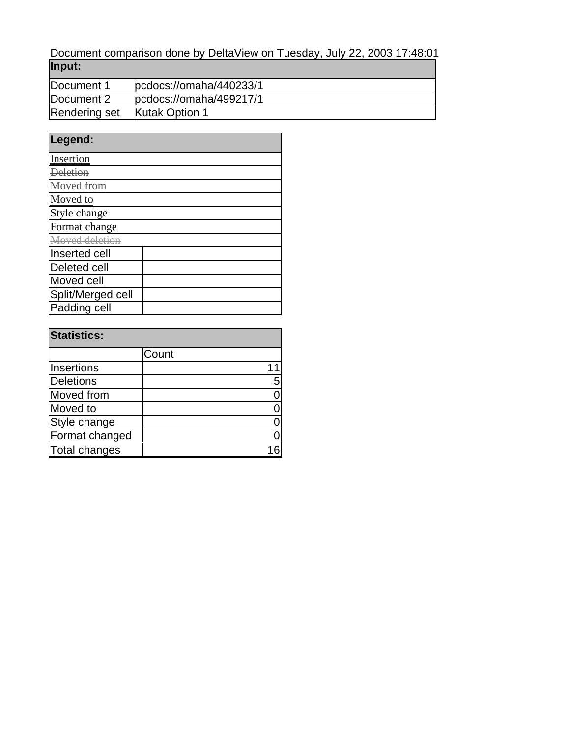Document comparison done by DeltaView on Tuesday, July 22, 2003 17:48:01

| **Input:** | |
|---|---|
| Document 1 | pcdocs://omaha/440233/1 |
| Document 2 | pcdocs://omaha/499217/1 |
| Rendering set | Kutak Option 1 |

| **Legend:** | |
|---|---|
| Insertion | |
| ~~Deletion~~ | |
| ~~Moved from~~ | |
| Moved to | |
| Style change | |
| Format change | |
| ~~Moved deletion~~ | |
| Inserted cell | |
| Deleted cell | |
| Moved cell | |
| Split/Merged cell | |
| Padding cell | |

| **Statistics:** | |
|---|---|
| | Count |
| Insertions | 11 |
| Deletions | 5 |
| Moved from | 0 |
| Moved to | 0 |
| Style change | 0 |
| Format changed | 0 |
| Total changes | 16 |